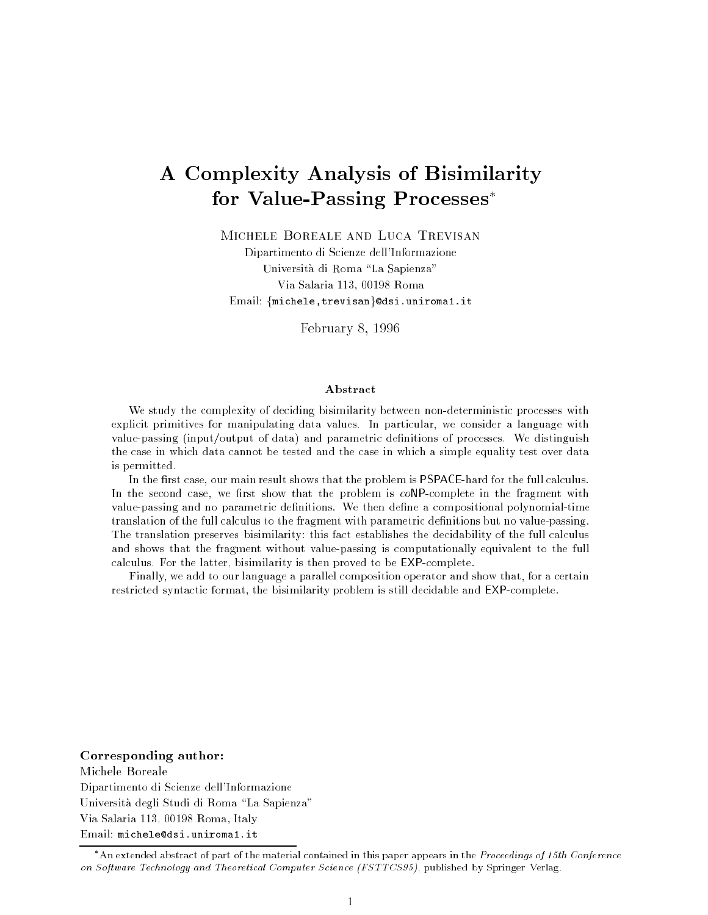# A Complexity Analysis of Bisimilarity for Value-Passing Processes*

Michele Boreale and Luca Trevisan

Dipartimento di Scienze dell'Informazione
Università di Roma "La Sapienza"
Via Salaria 113, 00198 Roma
Email: {michele,trevisan}@dsi.uniroma1.it

February 8, 1996

### Abstract

We study the complexity of deciding bisimilarity between non-deterministic processes with explicit primitives for manipulating data values. In particular, we consider a language with value-passing (input/output of data) and parametric definitions of processes. We distinguish the case in which data cannot be tested and the case in which a simple equality test over data is permitted.

In the first case, our main result shows that the problem is PSPACE-hard for the full calculus. In the second case, we first show that the problem is *co*NP-complete in the fragment with value-passing and no parametric definitions. We then define a compositional polynomial-time translation of the full calculus to the fragment with parametric definitions but no value-passing. The translation preserves bisimilarity: this fact establishes the decidability of the full calculus and shows that the fragment without value-passing is computationally equivalent to the full calculus. For the latter, bisimilarity is then proved to be EXP-complete.

Finally, we add to our language a parallel composition operator and show that, for a certain restricted syntactic format, the bisimilarity problem is still decidable and EXP-complete.

**Corresponding author:**
Michele Boreale
Dipartimento di Scienze dell'Informazione
Università degli Studi di Roma "La Sapienza"
Via Salaria 113, 00198 Roma, Italy
Email: michele@dsi.uniroma1.it

*An extended abstract of part of the material contained in this paper appears in the *Proceedings of 15th Conference on Software Technology and Theoretical Computer Science (FSTTCS95)*, published by Springer Verlag.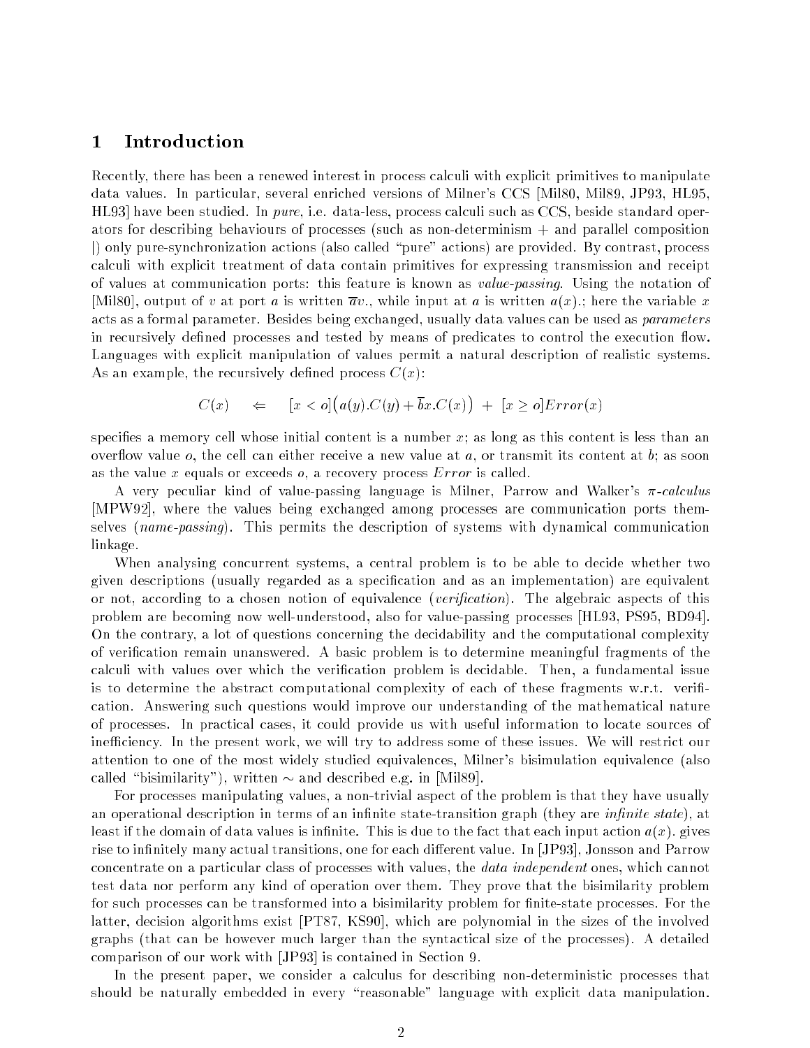# 1 Introduction

Recently, there has been a renewed interest in process calculi with explicit primitives to manipulate data values. In particular, several enriched versions of Milner's CCS [Mil80, Mil89, JP93, HL95, HL93] have been studied. In *pure*, i.e. data-less, process calculi such as CCS, beside standard operators for describing behaviours of processes (such as non-determinism + and parallel composition |) only pure-synchronization actions (also called "pure" actions) are provided. By contrast, process calculi with explicit treatment of data contain primitives for expressing transmission and receipt of values at communication ports: this feature is known as *value-passing*. Using the notation of [Mil80], output of $v$ at port $a$ is written $\overline{a}v.$, while input at $a$ is written $a(x).$; here the variable $x$ acts as a formal parameter. Besides being exchanged, usually data values can be used as *parameters* in recursively defined processes and tested by means of predicates to control the execution flow. Languages with explicit manipulation of values permit a natural description of realistic systems. As an example, the recursively defined process $C(x)$:

$$C(x) \quad \Leftarrow \quad [x < o]\big(a(y).C(y) + \overline{b}x.C(x)\big) \; + \; [x \geq o]Error(x)$$

specifies a memory cell whose initial content is a number $x$; as long as this content is less than an overflow value $o$, the cell can either receive a new value at $a$, or transmit its content at $b$; as soon as the value $x$ equals or exceeds $o$, a recovery process $Error$ is called.

A very peculiar kind of value-passing language is Milner, Parrow and Walker's *$\pi$-calculus* [MPW92], where the values being exchanged among processes are communication ports themselves (*name-passing*). This permits the description of systems with dynamical communication linkage.

When analysing concurrent systems, a central problem is to be able to decide whether two given descriptions (usually regarded as a specification and as an implementation) are equivalent or not, according to a chosen notion of equivalence (*verification*). The algebraic aspects of this problem are becoming now well-understood, also for value-passing processes [HL93, PS95, BD94]. On the contrary, a lot of questions concerning the decidability and the computational complexity of verification remain unanswered. A basic problem is to determine meaningful fragments of the calculi with values over which the verification problem is decidable. Then, a fundamental issue is to determine the abstract computational complexity of each of these fragments w.r.t. verification. Answering such questions would improve our understanding of the mathematical nature of processes. In practical cases, it could provide us with useful information to locate sources of inefficiency. In the present work, we will try to address some of these issues. We will restrict our attention to one of the most widely studied equivalences, Milner's bisimulation equivalence (also called "bisimilarity"), written $\sim$ and described e.g. in [Mil89].

For processes manipulating values, a non-trivial aspect of the problem is that they have usually an operational description in terms of an infinite state-transition graph (they are *infinite state*), at least if the domain of data values is infinite. This is due to the fact that each input action $a(x).$ gives rise to infinitely many actual transitions, one for each different value. In [JP93], Jonsson and Parrow concentrate on a particular class of processes with values, the *data independent* ones, which cannot test data nor perform any kind of operation over them. They prove that the bisimilarity problem for such processes can be transformed into a bisimilarity problem for finite-state processes. For the latter, decision algorithms exist [PT87, KS90], which are polynomial in the sizes of the involved graphs (that can be however much larger than the syntactical size of the processes). A detailed comparison of our work with [JP93] is contained in Section 9.

In the present paper, we consider a calculus for describing non-deterministic processes that should be naturally embedded in every "reasonable" language with explicit data manipulation.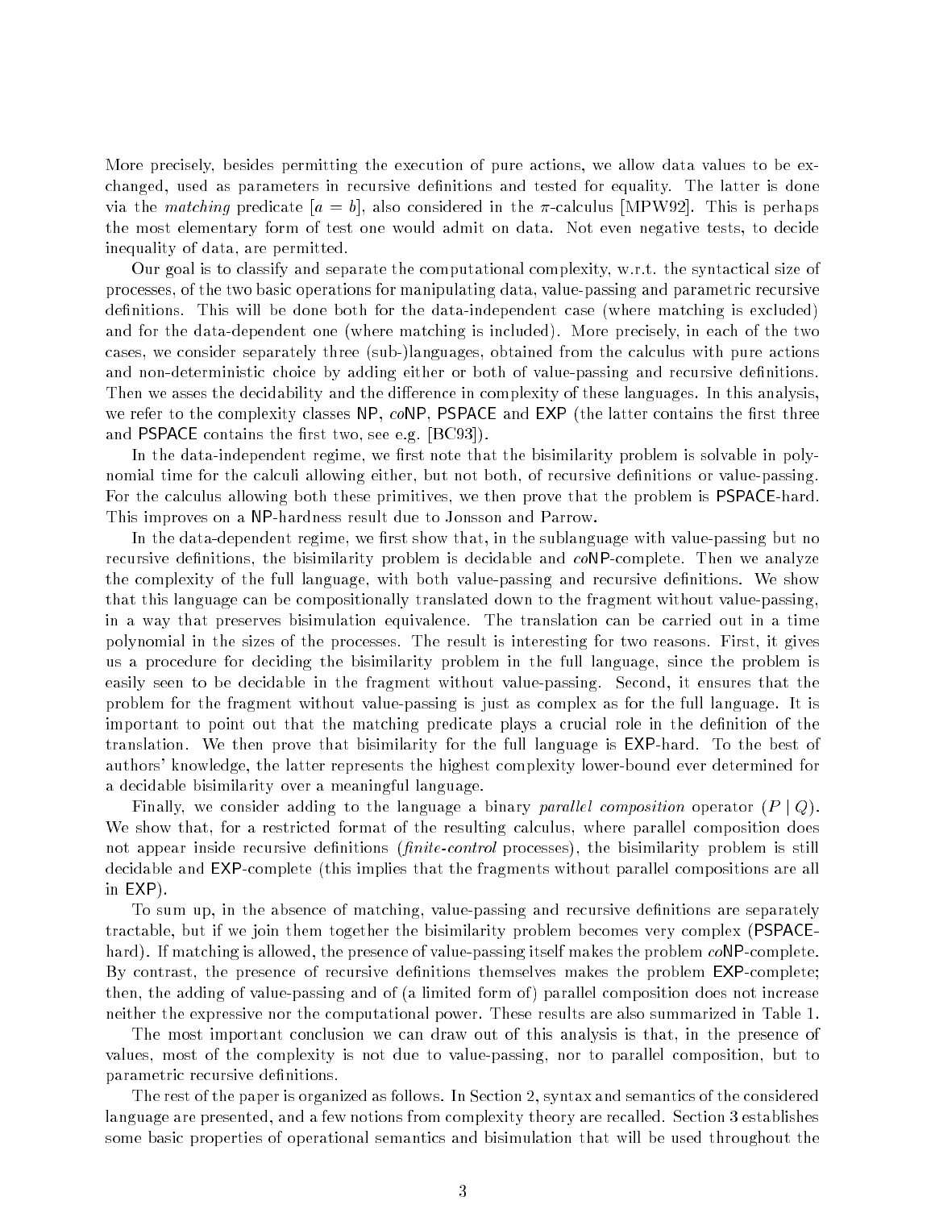More precisely, besides permitting the execution of pure actions, we allow data values to be exchanged, used as parameters in recursive definitions and tested for equality. The latter is done via the *matching* predicate $[a = b]$, also considered in the $\pi$-calculus [MPW92]. This is perhaps the most elementary form of test one would admit on data. Not even negative tests, to decide inequality of data, are permitted.

Our goal is to classify and separate the computational complexity, w.r.t. the syntactical size of processes, of the two basic operations for manipulating data, value-passing and parametric recursive definitions. This will be done both for the data-independent case (where matching is excluded) and for the data-dependent one (where matching is included). More precisely, in each of the two cases, we consider separately three (sub-)languages, obtained from the calculus with pure actions and non-deterministic choice by adding either or both of value-passing and recursive definitions. Then we asses the decidability and the difference in complexity of these languages. In this analysis, we refer to the complexity classes NP, *co*NP, PSPACE and EXP (the latter contains the first three and PSPACE contains the first two, see e.g. [BC93]).

In the data-independent regime, we first note that the bisimilarity problem is solvable in polynomial time for the calculi allowing either, but not both, of recursive definitions or value-passing. For the calculus allowing both these primitives, we then prove that the problem is PSPACE-hard. This improves on a NP-hardness result due to Jonsson and Parrow.

In the data-dependent regime, we first show that, in the sublanguage with value-passing but no recursive definitions, the bisimilarity problem is decidable and *co*NP-complete. Then we analyze the complexity of the full language, with both value-passing and recursive definitions. We show that this language can be compositionally translated down to the fragment without value-passing, in a way that preserves bisimulation equivalence. The translation can be carried out in a time polynomial in the sizes of the processes. The result is interesting for two reasons. First, it gives us a procedure for deciding the bisimilarity problem in the full language, since the problem is easily seen to be decidable in the fragment without value-passing. Second, it ensures that the problem for the fragment without value-passing is just as complex as for the full language. It is important to point out that the matching predicate plays a crucial role in the definition of the translation. We then prove that bisimilarity for the full language is EXP-hard. To the best of authors' knowledge, the latter represents the highest complexity lower-bound ever determined for a decidable bisimilarity over a meaningful language.

Finally, we consider adding to the language a binary *parallel composition* operator ($P \mid Q$). We show that, for a restricted format of the resulting calculus, where parallel composition does not appear inside recursive definitions (*finite-control* processes), the bisimilarity problem is still decidable and EXP-complete (this implies that the fragments without parallel compositions are all in EXP).

To sum up, in the absence of matching, value-passing and recursive definitions are separately tractable, but if we join them together the bisimilarity problem becomes very complex (PSPACE-hard). If matching is allowed, the presence of value-passing itself makes the problem *co*NP-complete. By contrast, the presence of recursive definitions themselves makes the problem EXP-complete; then, the adding of value-passing and of (a limited form of) parallel composition does not increase neither the expressive nor the computational power. These results are also summarized in Table 1.

The most important conclusion we can draw out of this analysis is that, in the presence of values, most of the complexity is not due to value-passing, nor to parallel composition, but to parametric recursive definitions.

The rest of the paper is organized as follows. In Section 2, syntax and semantics of the considered language are presented, and a few notions from complexity theory are recalled. Section 3 establishes some basic properties of operational semantics and bisimulation that will be used throughout the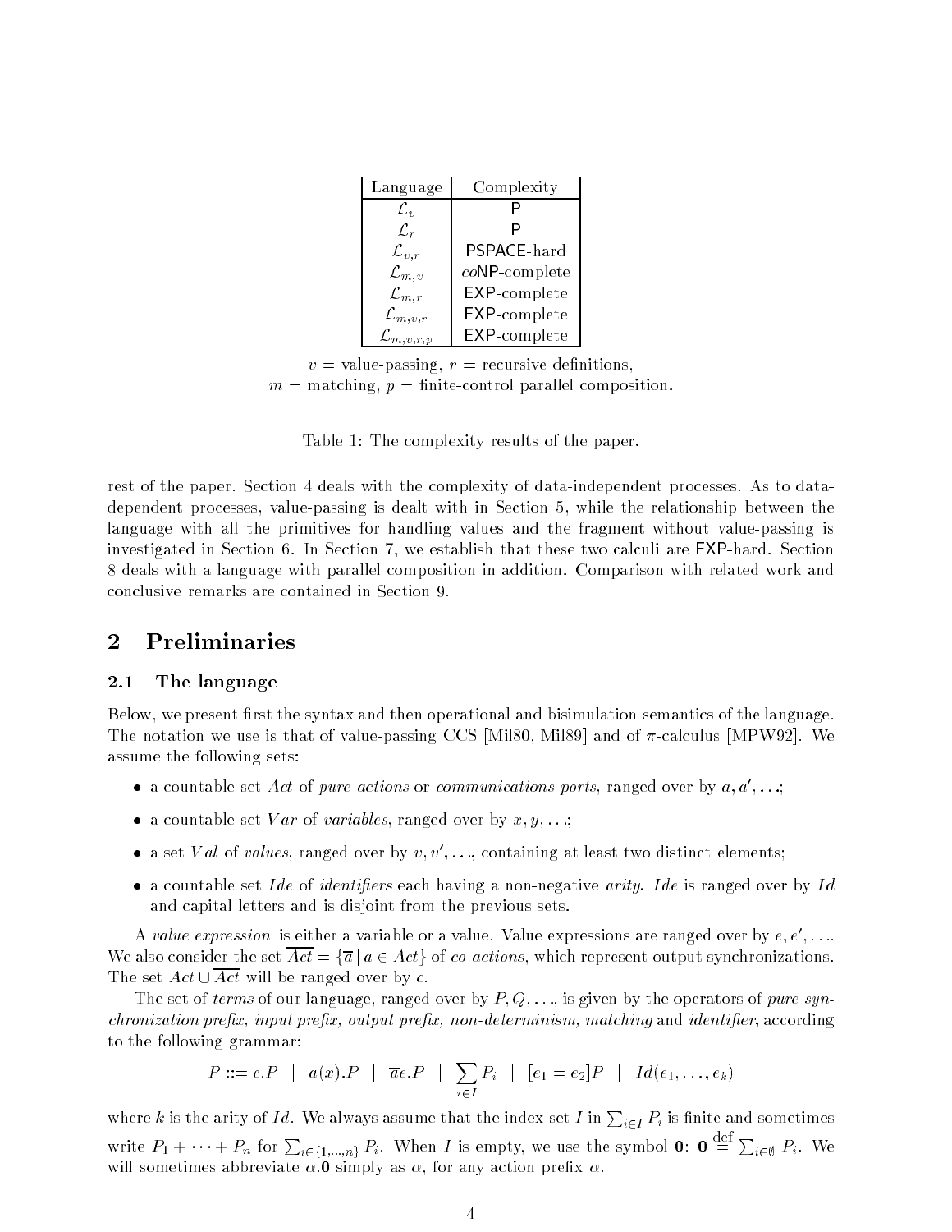| Language | Complexity |
|---|---|
| $\mathcal{L}_v$ | P |
| $\mathcal{L}_r$ | P |
| $\mathcal{L}_{v,r}$ | PSPACE-hard |
| $\mathcal{L}_{m,v}$ | *co*NP-complete |
| $\mathcal{L}_{m,r}$ | EXP-complete |
| $\mathcal{L}_{m,v,r}$ | EXP-complete |
| $\mathcal{L}_{m,v,r,p}$ | EXP-complete |

$v$ = value-passing, $r$ = recursive definitions,
$m$ = matching, $p$ = finite-control parallel composition.

Table 1: The complexity results of the paper.

rest of the paper. Section 4 deals with the complexity of data-independent processes. As to data-dependent processes, value-passing is dealt with in Section 5, while the relationship between the language with all the primitives for handling values and the fragment without value-passing is investigated in Section 6. In Section 7, we establish that these two calculi are EXP-hard. Section 8 deals with a language with parallel composition in addition. Comparison with related work and conclusive remarks are contained in Section 9.

## 2 Preliminaries

### 2.1 The language

Below, we present first the syntax and then operational and bisimulation semantics of the language. The notation we use is that of value-passing CCS [Mil80, Mil89] and of $\pi$-calculus [MPW92]. We assume the following sets:

- a countable set $Act$ of *pure actions* or *communications ports*, ranged over by $a, a', \ldots$;
- a countable set $Var$ of *variables*, ranged over by $x, y, \ldots$;
- a set $Val$ of *values*, ranged over by $v, v', \ldots$, containing at least two distinct elements;
- a countable set $Ide$ of *identifiers* each having a non-negative *arity*. $Ide$ is ranged over by $Id$ and capital letters and is disjoint from the previous sets.

A *value expression* is either a variable or a value. Value expressions are ranged over by $e, e', \ldots$. We also consider the set $\overline{Act} = \{\overline{a} \mid a \in Act\}$ of *co-actions*, which represent output synchronizations. The set $Act \cup \overline{Act}$ will be ranged over by $c$.

The set of *terms* of our language, ranged over by $P, Q, \ldots$, is given by the operators of *pure synchronization prefix, input prefix, output prefix, non-determinism, matching* and *identifier*, according to the following grammar:

$$P ::= c.P \quad | \quad a(x).P \quad | \quad \overline{a}e.P \quad | \quad \sum_{i \in I} P_i \quad | \quad [e_1 = e_2]P \quad | \quad Id(e_1, \ldots, e_k)$$

where $k$ is the arity of $Id$. We always assume that the index set $I$ in $\sum_{i \in I} P_i$ is finite and sometimes write $P_1 + \cdots + P_n$ for $\sum_{i \in \{1,\ldots,n\}} P_i$. When $I$ is empty, we use the symbol $\mathbf{0}$: $\mathbf{0} \stackrel{\mathrm{def}}{=} \sum_{i \in \emptyset} P_i$. We will sometimes abbreviate $\alpha.\mathbf{0}$ simply as $\alpha$, for any action prefix $\alpha$.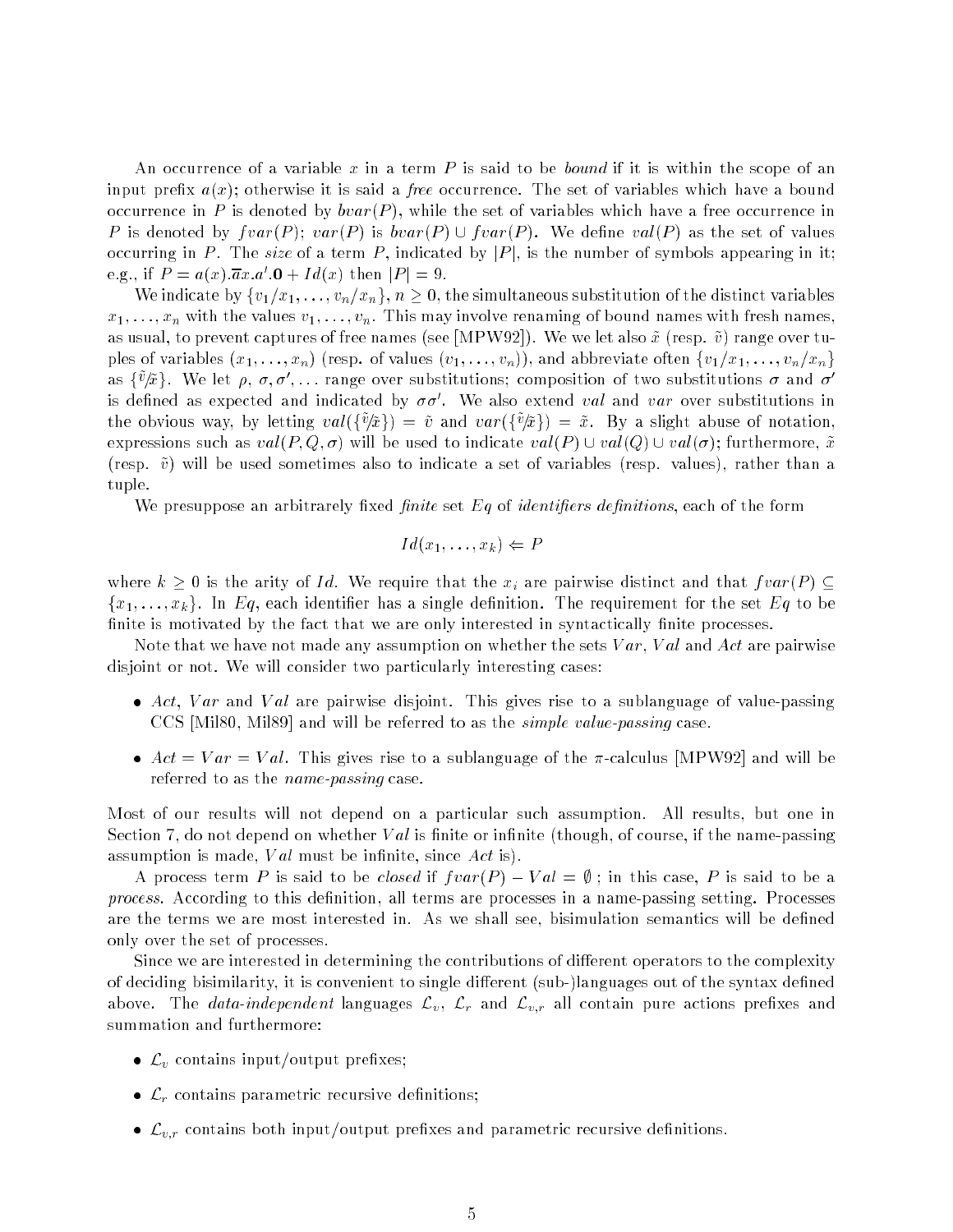An occurrence of a variable $x$ in a term $P$ is said to be *bound* if it is within the scope of an input prefix $a(x)$; otherwise it is said a *free* occurrence. The set of variables which have a bound occurrence in $P$ is denoted by $bvar(P)$, while the set of variables which have a free occurrence in $P$ is denoted by $fvar(P)$; $var(P)$ is $bvar(P) \cup fvar(P)$. We define $val(P)$ as the set of values occurring in $P$. The *size* of a term $P$, indicated by $|P|$, is the number of symbols appearing in it; e.g., if $P = a(x).\overline{a}x.a'.\mathbf{0} + Id(x)$ then $|P| = 9$.

We indicate by $\{v_1/x_1, \ldots, v_n/x_n\}$, $n \geq 0$, the simultaneous substitution of the distinct variables $x_1, \ldots, x_n$ with the values $v_1, \ldots, v_n$. This may involve renaming of bound names with fresh names, as usual, to prevent captures of free names (see [MPW92]). We we let also $\tilde{x}$ (resp. $\tilde{v}$) range over tuples of variables $(x_1, \ldots, x_n)$ (resp. of values $(v_1, \ldots, v_n)$), and abbreviate often $\{v_1/x_1, \ldots, v_n/x_n\}$ as $\{\tilde{v}/\tilde{x}\}$. We let $\rho$, $\sigma, \sigma', \ldots$ range over substitutions; composition of two substitutions $\sigma$ and $\sigma'$ is defined as expected and indicated by $\sigma\sigma'$. We also extend *val* and *var* over substitutions in the obvious way, by letting $val(\{\tilde{v}/\tilde{x}\}) = \tilde{v}$ and $var(\{\tilde{v}/\tilde{x}\}) = \tilde{x}$. By a slight abuse of notation, expressions such as $val(P, Q, \sigma)$ will be used to indicate $val(P) \cup val(Q) \cup val(\sigma)$; furthermore, $\tilde{x}$ (resp. $\tilde{v}$) will be used sometimes also to indicate a set of variables (resp. values), rather than a tuple.

We presuppose an arbitrarely fixed *finite* set $Eq$ of *identifiers definitions*, each of the form

$$Id(x_1, \ldots, x_k) \Leftarrow P$$

where $k \geq 0$ is the arity of $Id$. We require that the $x_i$ are pairwise distinct and that $fvar(P) \subseteq \{x_1, \ldots, x_k\}$. In $Eq$, each identifier has a single definition. The requirement for the set $Eq$ to be finite is motivated by the fact that we are only interested in syntactically finite processes.

Note that we have not made any assumption on whether the sets $Var$, $Val$ and $Act$ are pairwise disjoint or not. We will consider two particularly interesting cases:

- $Act$, $Var$ and $Val$ are pairwise disjoint. This gives rise to a sublanguage of value-passing CCS [Mil80, Mil89] and will be referred to as the *simple value-passing* case.
- $Act = Var = Val$. This gives rise to a sublanguage of the $\pi$-calculus [MPW92] and will be referred to as the *name-passing* case.

Most of our results will not depend on a particular such assumption. All results, but one in Section 7, do not depend on whether $Val$ is finite or infinite (though, of course, if the name-passing assumption is made, $Val$ must be infinite, since $Act$ is).

A process term $P$ is said to be *closed* if $fvar(P) - Val = \emptyset$ ; in this case, $P$ is said to be a *process*. According to this definition, all terms are processes in a name-passing setting. Processes are the terms we are most interested in. As we shall see, bisimulation semantics will be defined only over the set of processes.

Since we are interested in determining the contributions of different operators to the complexity of deciding bisimilarity, it is convenient to single different (sub-)languages out of the syntax defined above. The *data-independent* languages $\mathcal{L}_v$, $\mathcal{L}_r$ and $\mathcal{L}_{v,r}$ all contain pure actions prefixes and summation and furthermore:

- $\mathcal{L}_v$ contains input/output prefixes;
- $\mathcal{L}_r$ contains parametric recursive definitions;
- $\mathcal{L}_{v,r}$ contains both input/output prefixes and parametric recursive definitions.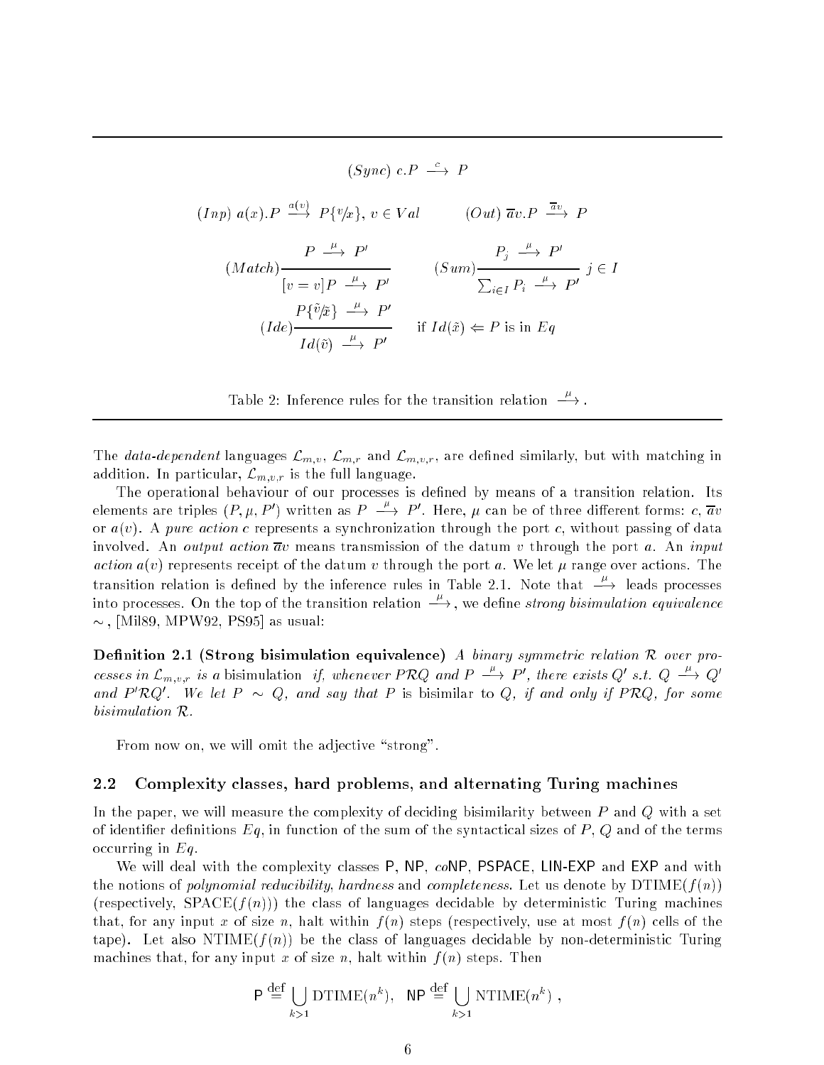$$(Sync)\ c.P \stackrel{c}{\longrightarrow} P$$

$$(Inp)\ a(x).P \stackrel{a(v)}{\longrightarrow} P\{v/x\},\ v \in Val \qquad (Out)\ \overline{a}v.P \stackrel{\overline{a}v}{\longrightarrow} P$$

$$(Match)\frac{P \stackrel{\mu}{\longrightarrow} P'}{[v=v]P \stackrel{\mu}{\longrightarrow} P'} \qquad (Sum)\frac{P_j \stackrel{\mu}{\longrightarrow} P'}{\sum_{i\in I} P_i \stackrel{\mu}{\longrightarrow} P'}\ j \in I$$

$$(Ide)\frac{P\{\tilde{v}/\tilde{x}\} \stackrel{\mu}{\longrightarrow} P'}{Id(\tilde{v}) \stackrel{\mu}{\longrightarrow} P'} \qquad \text{if } Id(\tilde{x}) \Leftarrow P \text{ is in } Eq$$

Table 2: Inference rules for the transition relation $\stackrel{\mu}{\longrightarrow}$.

The *data-dependent* languages $\mathcal{L}_{m,v}$, $\mathcal{L}_{m,r}$ and $\mathcal{L}_{m,v,r}$, are defined similarly, but with matching in addition. In particular, $\mathcal{L}_{m,v,r}$ is the full language.

The operational behaviour of our processes is defined by means of a transition relation. Its elements are triples $(P, \mu, P')$ written as $P \stackrel{\mu}{\longrightarrow} P'$. Here, $\mu$ can be of three different forms: $c$, $\overline{a}v$ or $a(v)$. A *pure action* $c$ represents a synchronization through the port $c$, without passing of data involved. An *output action* $\overline{a}v$ means transmission of the datum $v$ through the port $a$. An *input action* $a(v)$ represents receipt of the datum $v$ through the port $a$. We let $\mu$ range over actions. The transition relation is defined by the inference rules in Table 2.1. Note that $\stackrel{\mu}{\longrightarrow}$ leads processes into processes. On the top of the transition relation $\stackrel{\mu}{\longrightarrow}$, we define *strong bisimulation equivalence* $\sim$, [Mil89, MPW92, PS95] as usual:

**Definition 2.1 (Strong bisimulation equivalence)** *A binary symmetric relation $\mathcal{R}$ over processes in $\mathcal{L}_{m,v,r}$ is a* bisimulation *if, whenever $P\mathcal{R}Q$ and $P \stackrel{\mu}{\longrightarrow} P'$, there exists $Q'$ s.t. $Q \stackrel{\mu}{\longrightarrow} Q'$ and $P'\mathcal{R}Q'$. We let $P \sim Q$, and say that $P$* is bisimilar to *$Q$, if and only if $P\mathcal{R}Q$, for some bisimulation $\mathcal{R}$.*

From now on, we will omit the adjective "strong".

### 2.2 Complexity classes, hard problems, and alternating Turing machines

In the paper, we will measure the complexity of deciding bisimilarity between $P$ and $Q$ with a set of identifier definitions $Eq$, in function of the sum of the syntactical sizes of $P$, $Q$ and of the terms occurring in $Eq$.

We will deal with the complexity classes P, NP, *co*NP, PSPACE, LIN-EXP and EXP and with the notions of *polynomial reducibility*, *hardness* and *completeness*. Let us denote by $\mathrm{DTIME}(f(n))$ (respectively, $\mathrm{SPACE}(f(n))$) the class of languages decidable by deterministic Turing machines that, for any input $x$ of size $n$, halt within $f(n)$ steps (respectively, use at most $f(n)$ cells of the tape). Let also $\mathrm{NTIME}(f(n))$ be the class of languages decidable by non-deterministic Turing machines that, for any input $x$ of size $n$, halt within $f(n)$ steps. Then

$$\mathsf{P} \stackrel{\mathrm{def}}{=} \bigcup_{k>1} \mathrm{DTIME}(n^k), \quad \mathsf{NP} \stackrel{\mathrm{def}}{=} \bigcup_{k>1} \mathrm{NTIME}(n^k)\ ,$$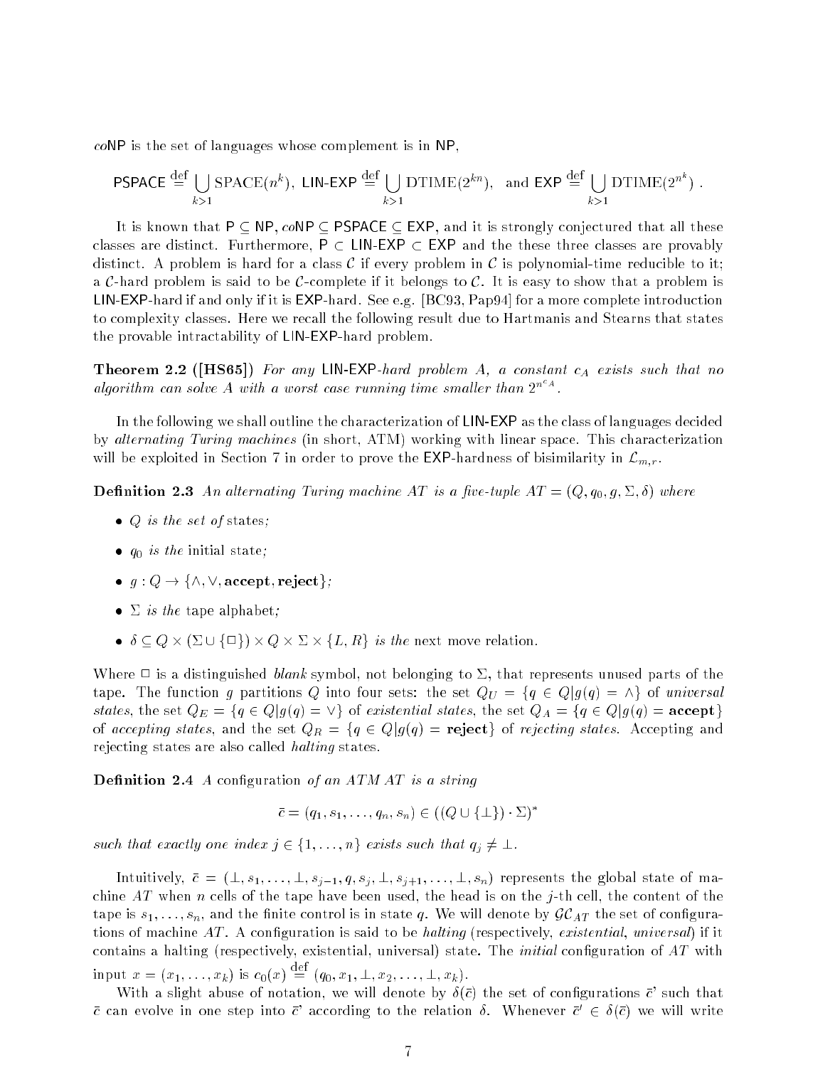*co*NP is the set of languages whose complement is in NP,

$$\mathsf{PSPACE} \stackrel{\text{def}}{=} \bigcup_{k>1} \text{SPACE}(n^k),\ \mathsf{LIN\text{-}EXP} \stackrel{\text{def}}{=} \bigcup_{k>1} \text{DTIME}(2^{kn}),\ \text{ and } \mathsf{EXP} \stackrel{\text{def}}{=} \bigcup_{k>1} \text{DTIME}(2^{n^k}) .$$

It is known that P $\subseteq$ NP, *co*NP $\subseteq$ PSPACE $\subseteq$ EXP, and it is strongly conjectured that all these classes are distinct. Furthermore, P $\subset$ LIN-EXP $\subset$ EXP and the these three classes are provably distinct. A problem is hard for a class $\mathcal{C}$ if every problem in $\mathcal{C}$ is polynomial-time reducible to it; a $\mathcal{C}$-hard problem is said to be $\mathcal{C}$-complete if it belongs to $\mathcal{C}$. It is easy to show that a problem is LIN-EXP-hard if and only if it is EXP-hard. See e.g. [BC93, Pap94] for a more complete introduction to complexity classes. Here we recall the following result due to Hartmanis and Stearns that states the provable intractability of LIN-EXP-hard problem.

**Theorem 2.2 ([HS65])** *For any* LIN-EXP*-hard problem $A$, a constant $c_A$ exists such that no algorithm can solve $A$ with a worst case running time smaller than $2^{n^{c_A}}$.*

In the following we shall outline the characterization of LIN-EXP as the class of languages decided by *alternating Turing machines* (in short, ATM) working with linear space. This characterization will be exploited in Section 7 in order to prove the EXP-hardness of bisimilarity in $\mathcal{L}_{m,r}$.

**Definition 2.3** *An alternating Turing machine $AT$ is a five-tuple $AT = (Q, q_0, g, \Sigma, \delta)$ where*

- *$Q$ is the set of* states*;*
- *$q_0$ is the* initial state*;*
- *$g : Q \to \{\wedge, \vee, \textbf{accept}, \textbf{reject}\}$;*
- *$\Sigma$ is the* tape alphabet*;*
- *$\delta \subseteq Q \times (\Sigma \cup \{\Box\}) \times Q \times \Sigma \times \{L, R\}$ is the* next move relation.

Where $\Box$ is a distinguished *blank* symbol, not belonging to $\Sigma$, that represents unused parts of the tape. The function $g$ partitions $Q$ into four sets: the set $Q_U = \{q \in Q | g(q) = \wedge\}$ of *universal states*, the set $Q_E = \{q \in Q | g(q) = \vee\}$ of *existential states*, the set $Q_A = \{q \in Q | g(q) = \textbf{accept}\}$ of *accepting states*, and the set $Q_R = \{q \in Q | g(q) = \textbf{reject}\}$ of *rejecting states*. Accepting and rejecting states are also called *halting* states.

**Definition 2.4** *A* configuration *of an ATM $AT$ is a string*

$$\bar{c} = (q_1, s_1, \ldots, q_n, s_n) \in ((Q \cup \{\bot\}) \cdot \Sigma)^*$$

*such that exactly one index $j \in \{1, \ldots, n\}$ exists such that $q_j \neq \bot$.*

Intuitively, $\bar{c} = (\bot, s_1, \ldots, \bot, s_{j-1}, q, s_j, \bot, s_{j+1}, \ldots, \bot, s_n)$ represents the global state of machine $AT$ when $n$ cells of the tape have been used, the head is on the $j$-th cell, the content of the tape is $s_1, \ldots, s_n$, and the finite control is in state $q$. We will denote by $\mathcal{GC}_{AT}$ the set of configurations of machine $AT$. A configuration is said to be *halting* (respectively, *existential*, *universal*) if it contains a halting (respectively, existential, universal) state. The *initial* configuration of $AT$ with input $x = (x_1, \ldots, x_k)$ is $c_0(x) \stackrel{\text{def}}{=} (q_0, x_1, \bot, x_2, \ldots, \bot, x_k)$.

With a slight abuse of notation, we will denote by $\delta(\bar{c})$ the set of configurations $\bar{c}$' such that $\bar{c}$ can evolve in one step into $\bar{c}$' according to the relation $\delta$. Whenever $\bar{c}' \in \delta(\bar{c})$ we will write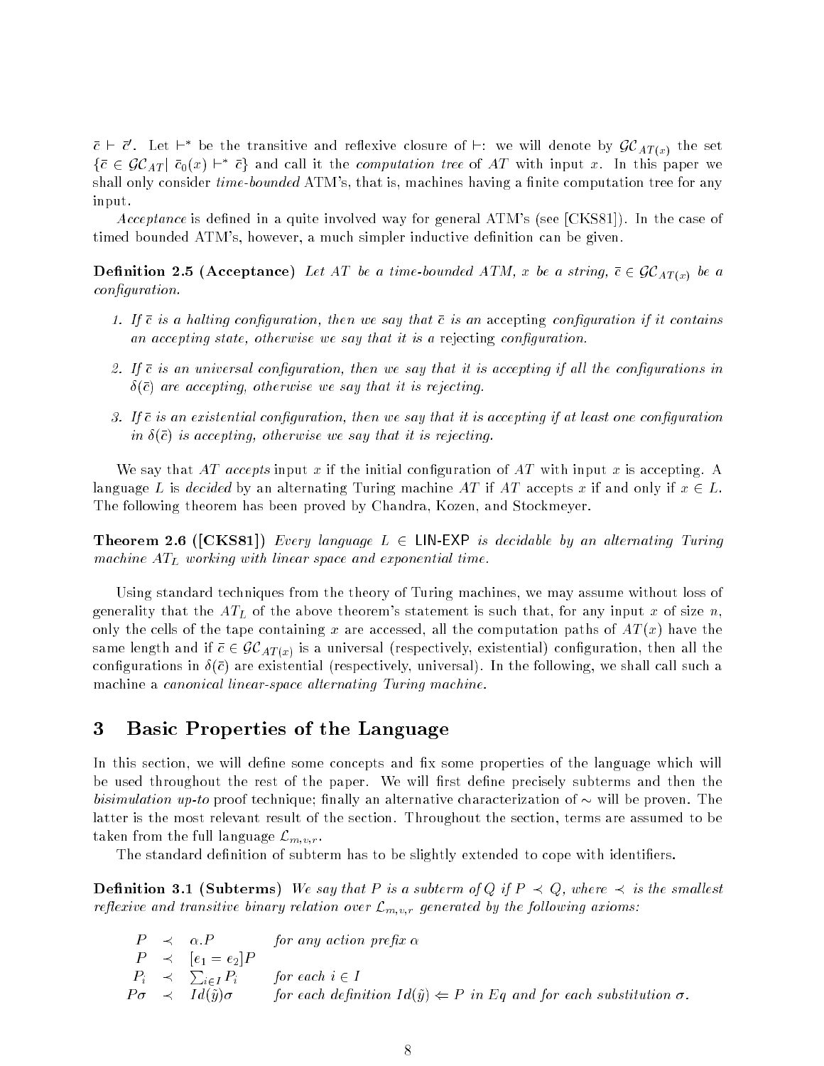$\bar{c} \vdash \bar{c}'$. Let $\vdash^*$ be the transitive and reflexive closure of $\vdash$: we will denote by $\mathcal{GC}_{AT(x)}$ the set $\{\bar{c} \in \mathcal{GC}_{AT} | \ \bar{c}_0(x) \vdash^* \bar{c}\}$ and call it the *computation tree* of $AT$ with input $x$. In this paper we shall only consider *time-bounded* ATM's, that is, machines having a finite computation tree for any input.

*Acceptance* is defined in a quite involved way for general ATM's (see [CKS81]). In the case of timed bounded ATM's, however, a much simpler inductive definition can be given.

**Definition 2.5 (Acceptance)** *Let $AT$ be a time-bounded ATM, $x$ be a string, $\bar{c} \in \mathcal{GC}_{AT(x)}$ be a configuration.*

1. *If $\bar{c}$ is a halting configuration, then we say that $\bar{c}$ is an* accepting *configuration if it contains an accepting state, otherwise we say that it is a* rejecting *configuration.*
2. *If $\bar{c}$ is an universal configuration, then we say that it is accepting if all the configurations in $\delta(\bar{c})$ are accepting, otherwise we say that it is rejecting.*
3. *If $\bar{c}$ is an existential configuration, then we say that it is accepting if at least one configuration in $\delta(\bar{c})$ is accepting, otherwise we say that it is rejecting.*

We say that $AT$ *accepts* input $x$ if the initial configuration of $AT$ with input $x$ is accepting. A language $L$ is *decided* by an alternating Turing machine $AT$ if $AT$ accepts $x$ if and only if $x \in L$. The following theorem has been proved by Chandra, Kozen, and Stockmeyer.

**Theorem 2.6 ([CKS81])** *Every language $L \in$ LIN-EXP is decidable by an alternating Turing machine $AT_L$ working with linear space and exponential time.*

Using standard techniques from the theory of Turing machines, we may assume without loss of generality that the $AT_L$ of the above theorem's statement is such that, for any input $x$ of size $n$, only the cells of the tape containing $x$ are accessed, all the computation paths of $AT(x)$ have the same length and if $\bar{c} \in \mathcal{GC}_{AT(x)}$ is a universal (respectively, existential) configuration, then all the configurations in $\delta(\bar{c})$ are existential (respectively, universal). In the following, we shall call such a machine a *canonical linear-space alternating Turing machine.*

# 3 Basic Properties of the Language

In this section, we will define some concepts and fix some properties of the language which will be used throughout the rest of the paper. We will first define precisely subterms and then the *bisimulation up-to* proof technique; finally an alternative characterization of $\sim$ will be proven. The latter is the most relevant result of the section. Throughout the section, terms are assumed to be taken from the full language $\mathcal{L}_{m,v,r}$.

The standard definition of subterm has to be slightly extended to cope with identifiers.

**Definition 3.1 (Subterms)** *We say that $P$ is a subterm of $Q$ if $P \prec Q$, where $\prec$ is the smallest reflexive and transitive binary relation over $\mathcal{L}_{m,v,r}$ generated by the following axioms:*

| | | | |
|---|---|---|---|
| $P$ | $\prec$ | $\alpha.P$ | *for any action prefix $\alpha$* |
| $P$ | $\prec$ | $[e_1 = e_2]P$ | |
| $P_i$ | $\prec$ | $\sum_{i \in I} P_i$ | *for each $i \in I$* |
| $P\sigma$ | $\prec$ | $Id(\tilde{y})\sigma$ | *for each definition $Id(\tilde{y}) \Leftarrow P$ in $Eq$ and for each substitution $\sigma$.* |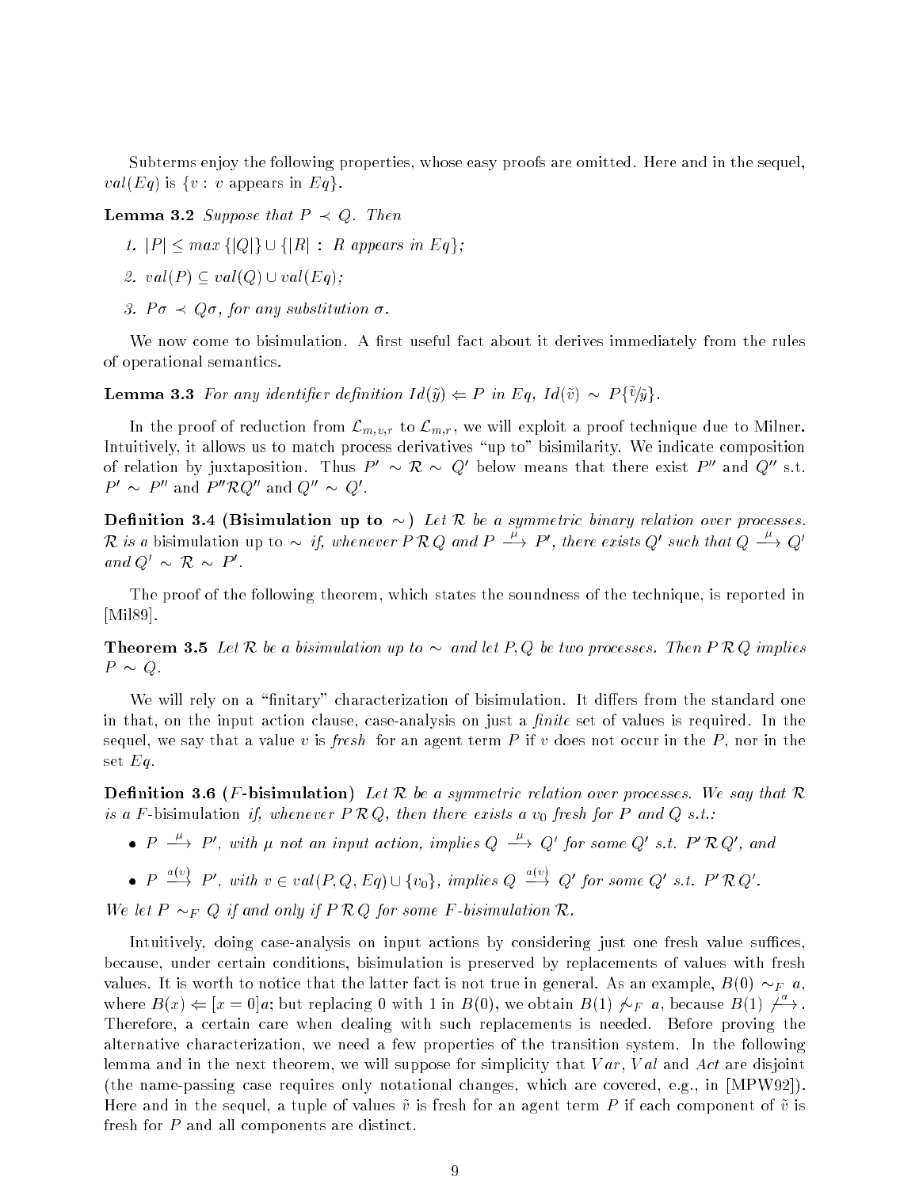Subterms enjoy the following properties, whose easy proofs are omitted. Here and in the sequel, $val(Eq)$ is $\{v : v \text{ appears in } Eq\}$.

**Lemma 3.2** *Suppose that $P \prec Q$. Then*

1. $|P| \leq max\,\{|Q|\} \cup \{|R| : R \text{ appears in } Eq\}$;
2. $val(P) \subseteq val(Q) \cup val(Eq)$;
3. $P\sigma \prec Q\sigma$, *for any substitution* $\sigma$.

We now come to bisimulation. A first useful fact about it derives immediately from the rules of operational semantics.

**Lemma 3.3** *For any identifier definition $Id(\tilde{y}) \Leftarrow P$ in $Eq$, $Id(\tilde{v}) \sim P\{\tilde{v}/\tilde{y}\}$.*

In the proof of reduction from $\mathcal{L}_{m,v,r}$ to $\mathcal{L}_{m,r}$, we will exploit a proof technique due to Milner. Intuitively, it allows us to match process derivatives "up to" bisimilarity. We indicate composition of relation by juxtaposition. Thus $P' \sim \mathcal{R} \sim Q'$ below means that there exist $P''$ and $Q''$ s.t. $P' \sim P''$ and $P''\mathcal{R}Q''$ and $Q'' \sim Q'$.

**Definition 3.4 (Bisimulation up to $\sim$)** *Let $\mathcal{R}$ be a symmetric binary relation over processes. $\mathcal{R}$ is a* bisimulation up to $\sim$ *if, whenever $P\,\mathcal{R}\,Q$ and $P \xrightarrow{\mu} P'$, there exists $Q'$ such that $Q \xrightarrow{\mu} Q'$ and $Q' \sim \mathcal{R} \sim P'$.*

The proof of the following theorem, which states the soundness of the technique, is reported in [Mil89].

**Theorem 3.5** *Let $\mathcal{R}$ be a bisimulation up to $\sim$ and let $P, Q$ be two processes. Then $P\,\mathcal{R}\,Q$ implies $P \sim Q$.*

We will rely on a "finitary" characterization of bisimulation. It differs from the standard one in that, on the input action clause, case-analysis on just a *finite* set of values is required. In the sequel, we say that a value $v$ is *fresh* for an agent term $P$ if $v$ does not occur in the $P$, nor in the set $Eq$.

**Definition 3.6 ($F$-bisimulation)** *Let $\mathcal{R}$ be a symmetric relation over processes. We say that $\mathcal{R}$ is a* $F$-bisimulation *if, whenever $P\,\mathcal{R}\,Q$, then there exists a $v_0$ fresh for $P$ and $Q$ s.t.:*

- $P \xrightarrow{\mu} P'$, *with $\mu$ not an input action, implies $Q \xrightarrow{\mu} Q'$ for some $Q'$ s.t. $P'\,\mathcal{R}\,Q'$, and*
- $P \xrightarrow{a(v)} P'$, *with $v \in val(P, Q, Eq) \cup \{v_0\}$, implies $Q \xrightarrow{a(v)} Q'$ for some $Q'$ s.t. $P'\,\mathcal{R}\,Q'$.*

*We let $P \sim_F Q$ if and only if $P\,\mathcal{R}\,Q$ for some $F$-bisimulation $\mathcal{R}$.*

Intuitively, doing case-analysis on input actions by considering just one fresh value suffices, because, under certain conditions, bisimulation is preserved by replacements of values with fresh values. It is worth to notice that the latter fact is not true in general. As an example, $B(0) \sim_F a$, where $B(x) \Leftarrow [x = 0]a$; but replacing 0 with 1 in $B(0)$, we obtain $B(1) \not\sim_F a$, because $B(1) \not\xrightarrow{a}$. Therefore, a certain care when dealing with such replacements is needed. Before proving the alternative characterization, we need a few properties of the transition system. In the following lemma and in the next theorem, we will suppose for simplicity that $Var$, $Val$ and $Act$ are disjoint (the name-passing case requires only notational changes, which are covered, e.g., in [MPW92]). Here and in the sequel, a tuple of values $\tilde{v}$ is fresh for an agent term $P$ if each component of $\tilde{v}$ is fresh for $P$ and all components are distinct.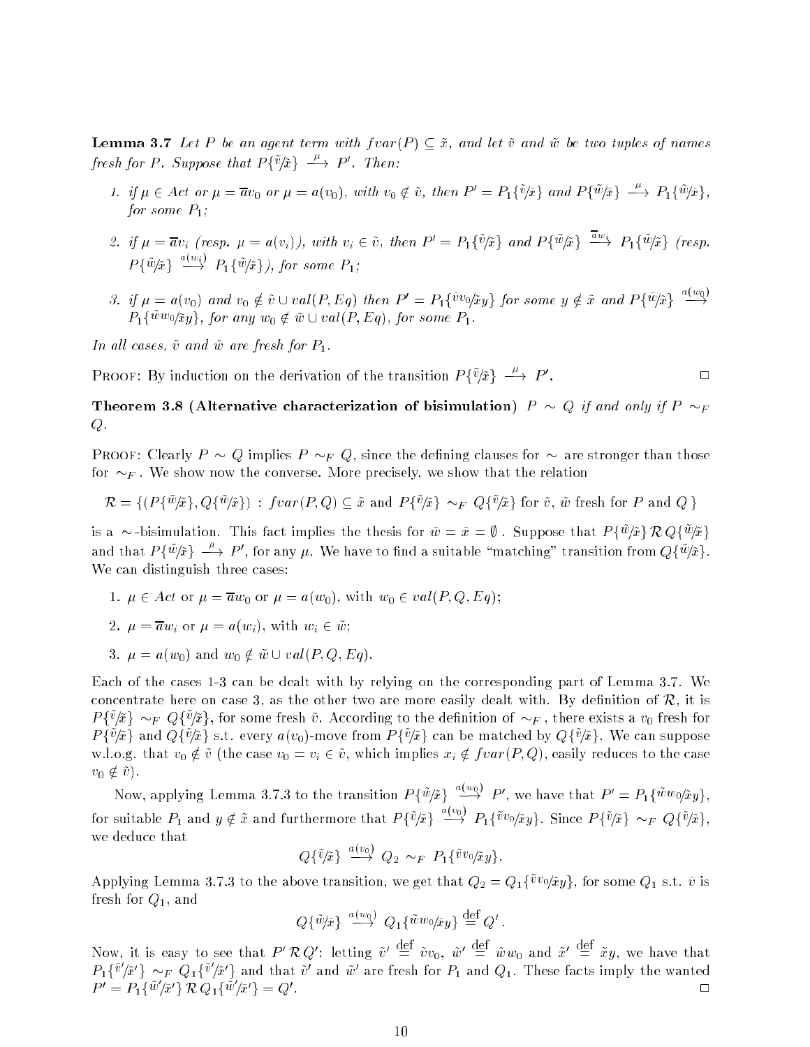**Lemma 3.7** *Let $P$ be an agent term with $fvar(P) \subseteq \tilde{x}$, and let $\tilde{v}$ and $\tilde{w}$ be two tuples of names fresh for $P$. Suppose that $P\{\tilde{v}/\tilde{x}\} \xrightarrow{\mu} P'$. Then:*

1. *if $\mu \in Act$ or $\mu = \overline{a}v_0$ or $\mu = a(v_0)$, with $v_0 \notin \tilde{v}$, then $P' = P_1\{\tilde{v}/\tilde{x}\}$ and $P\{\tilde{w}/\tilde{x}\} \xrightarrow{\mu} P_1\{\tilde{w}/\tilde{x}\}$, for some $P_1$;*
2. *if $\mu = \overline{a}v_i$ (resp. $\mu = a(v_i)$), with $v_i \in \tilde{v}$, then $P' = P_1\{\tilde{v}/\tilde{x}\}$ and $P\{\tilde{w}/\tilde{x}\} \xrightarrow{\overline{a}w_i} P_1\{\tilde{w}/\tilde{x}\}$ (resp. $P\{\tilde{w}/\tilde{x}\} \xrightarrow{a(w_i)} P_1\{\tilde{w}/\tilde{x}\}$), for some $P_1$;*
3. *if $\mu = a(v_0)$ and $v_0 \notin \tilde{v} \cup val(P, Eq)$ then $P' = P_1\{\tilde{v}v_0/\tilde{x}y\}$ for some $y \notin \tilde{x}$ and $P\{\tilde{w}/\tilde{x}\} \xrightarrow{a(w_0)} P_1\{\tilde{w}w_0/\tilde{x}y\}$, for any $w_0 \notin \tilde{w} \cup val(P, Eq)$, for some $P_1$.*

*In all cases, $\tilde{v}$ and $\tilde{w}$ are fresh for $P_1$.*

Proof: By induction on the derivation of the transition $P\{\tilde{v}/\tilde{x}\} \xrightarrow{\mu} P'$. □

**Theorem 3.8 (Alternative characterization of bisimulation)** *$P \sim Q$ if and only if $P \sim_F Q$.*

Proof: Clearly $P \sim Q$ implies $P \sim_F Q$, since the defining clauses for $\sim$ are stronger than those for $\sim_F$. We show now the converse. More precisely, we show that the relation

$$\mathcal{R} = \{(P\{\tilde{w}/\tilde{x}\}, Q\{\tilde{w}/\tilde{x}\}) \,:\, fvar(P,Q) \subseteq \tilde{x} \text{ and } P\{\tilde{v}/\tilde{x}\} \sim_F Q\{\tilde{v}/\tilde{x}\} \text{ for } \tilde{v},\, \tilde{w} \text{ fresh for } P \text{ and } Q\,\}$$

is a $\sim$-bisimulation. This fact implies the thesis for $\bar{w} = \bar{x} = \emptyset$. Suppose that $P\{\tilde{w}/\tilde{x}\}\,\mathcal{R}\,Q\{\tilde{w}/\tilde{x}\}$ and that $P\{\tilde{w}/\tilde{x}\} \xrightarrow{\mu} P'$, for any $\mu$. We have to find a suitable "matching" transition from $Q\{\tilde{w}/\tilde{x}\}$. We can distinguish three cases:

1. $\mu \in Act$ or $\mu = \overline{a}w_0$ or $\mu = a(w_0)$, with $w_0 \in val(P, Q, Eq)$;
2. $\mu = \overline{a}w_i$ or $\mu = a(w_i)$, with $w_i \in \tilde{w}$;
3. $\mu = a(w_0)$ and $w_0 \notin \tilde{w} \cup val(P, Q, Eq)$.

Each of the cases 1-3 can be dealt with by relying on the corresponding part of Lemma 3.7. We concentrate here on case 3, as the other two are more easily dealt with. By definition of $\mathcal{R}$, it is $P\{\tilde{v}/\tilde{x}\} \sim_F Q\{\tilde{v}/\tilde{x}\}$, for some fresh $\tilde{v}$. According to the definition of $\sim_F$, there exists a $v_0$ fresh for $P\{\tilde{v}/\tilde{x}\}$ and $Q\{\tilde{v}/\tilde{x}\}$ s.t. every $a(v_0)$-move from $P\{\tilde{v}/\tilde{x}\}$ can be matched by $Q\{\tilde{v}/\tilde{x}\}$. We can suppose w.l.o.g. that $v_0 \notin \tilde{v}$ (the case $v_0 = v_i \in \tilde{v}$, which implies $x_i \notin fvar(P, Q)$, easily reduces to the case $v_0 \notin \tilde{v}$).

Now, applying Lemma 3.7.3 to the transition $P\{\tilde{w}/\tilde{x}\} \xrightarrow{a(w_0)} P'$, we have that $P' = P_1\{\tilde{w}w_0/\tilde{x}y\}$, for suitable $P_1$ and $y \notin \tilde{x}$ and furthermore that $P\{\tilde{v}/\tilde{x}\} \xrightarrow{a(v_0)} P_1\{\tilde{v}v_0/\tilde{x}y\}$. Since $P\{\tilde{v}/\tilde{x}\} \sim_F Q\{\tilde{v}/\tilde{x}\}$, we deduce that

$$Q\{\tilde{v}/\tilde{x}\} \xrightarrow{a(v_0)} Q_2 \sim_F P_1\{\tilde{v}v_0/\tilde{x}y\}.$$

Applying Lemma 3.7.3 to the above transition, we get that $Q_2 = Q_1\{\tilde{v}v_0/\tilde{x}y\}$, for some $Q_1$ s.t. $\bar{v}$ is fresh for $Q_1$, and

$$Q\{\tilde{w}/\tilde{x}\} \xrightarrow{a(w_0)} Q_1\{\tilde{w}w_0/\tilde{x}y\} \stackrel{\text{def}}{=} Q'.$$

Now, it is easy to see that $P'\,\mathcal{R}\,Q'$: letting $\tilde{v}' \stackrel{\text{def}}{=} \tilde{v}v_0$, $\tilde{w}' \stackrel{\text{def}}{=} \tilde{w}w_0$ and $\tilde{x}' \stackrel{\text{def}}{=} \tilde{x}y$, we have that $P_1\{\tilde{v}'/\tilde{x}'\} \sim_F Q_1\{\tilde{v}'/\tilde{x}'\}$ and that $\tilde{v}'$ and $\tilde{w}'$ are fresh for $P_1$ and $Q_1$. These facts imply the wanted $P' = P_1\{\tilde{w}'/\tilde{x}'\}\,\mathcal{R}\,Q_1\{\tilde{w}'/\tilde{x}'\} = Q'$. □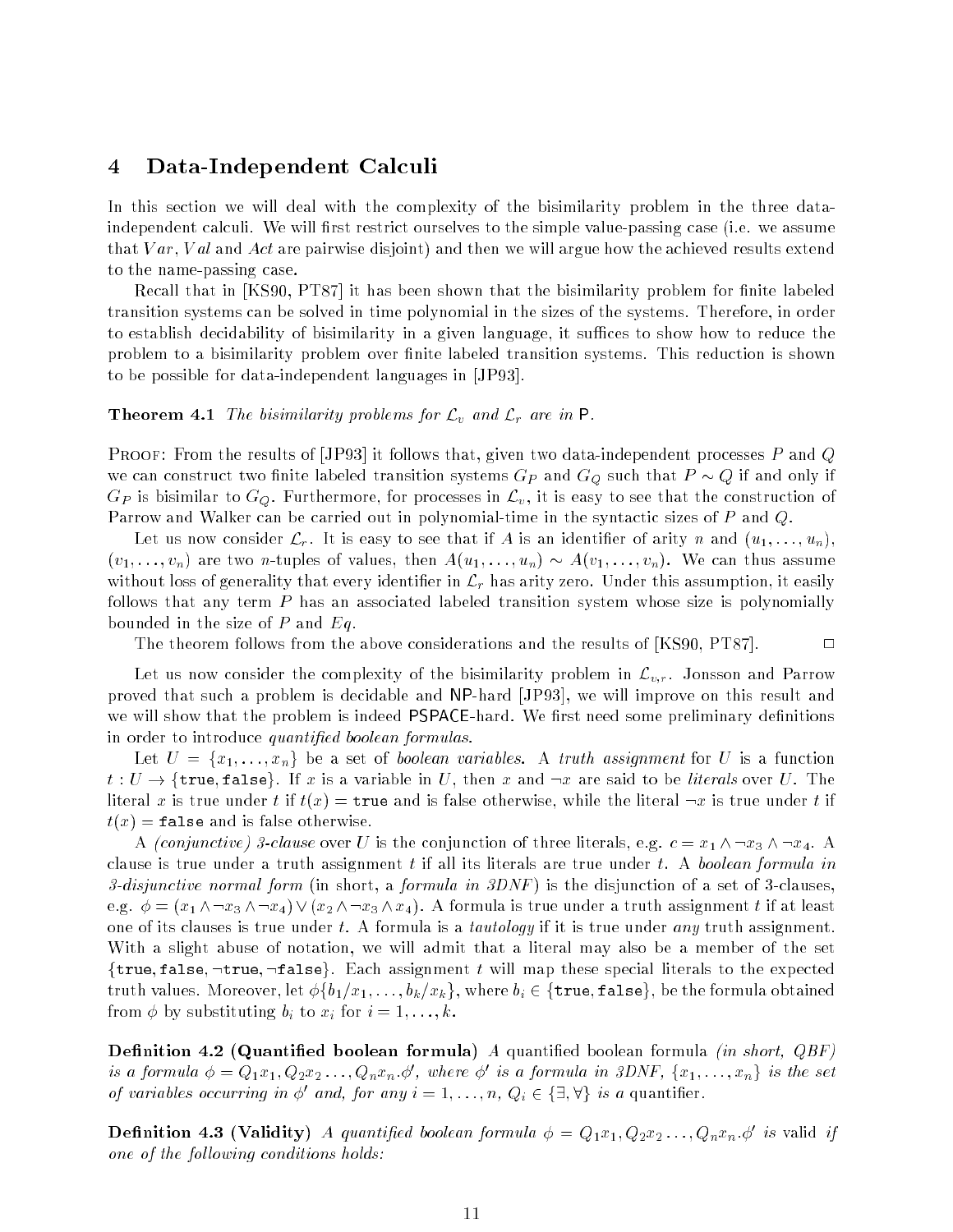## 4 Data-Independent Calculi

In this section we will deal with the complexity of the bisimilarity problem in the three data-independent calculi. We will first restrict ourselves to the simple value-passing case (i.e. we assume that $Var$, $Val$ and $Act$ are pairwise disjoint) and then we will argue how the achieved results extend to the name-passing case.

Recall that in [KS90, PT87] it has been shown that the bisimilarity problem for finite labeled transition systems can be solved in time polynomial in the sizes of the systems. Therefore, in order to establish decidability of bisimilarity in a given language, it suffices to show how to reduce the problem to a bisimilarity problem over finite labeled transition systems. This reduction is shown to be possible for data-independent languages in [JP93].

**Theorem 4.1** *The bisimilarity problems for $\mathcal{L}_v$ and $\mathcal{L}_r$ are in* P*.*

PROOF: From the results of [JP93] it follows that, given two data-independent processes $P$ and $Q$ we can construct two finite labeled transition systems $G_P$ and $G_Q$ such that $P \sim Q$ if and only if $G_P$ is bisimilar to $G_Q$. Furthermore, for processes in $\mathcal{L}_v$, it is easy to see that the construction of Parrow and Walker can be carried out in polynomial-time in the syntactic sizes of $P$ and $Q$.

Let us now consider $\mathcal{L}_r$. It is easy to see that if $A$ is an identifier of arity $n$ and $(u_1, \ldots, u_n)$, $(v_1, \ldots, v_n)$ are two $n$-tuples of values, then $A(u_1, \ldots, u_n) \sim A(v_1, \ldots, v_n)$. We can thus assume without loss of generality that every identifier in $\mathcal{L}_r$ has arity zero. Under this assumption, it easily follows that any term $P$ has an associated labeled transition system whose size is polynomially bounded in the size of $P$ and $Eq$.

The theorem follows from the above considerations and the results of [KS90, PT87]. □

Let us now consider the complexity of the bisimilarity problem in $\mathcal{L}_{v,r}$. Jonsson and Parrow proved that such a problem is decidable and NP-hard [JP93], we will improve on this result and we will show that the problem is indeed PSPACE-hard. We first need some preliminary definitions in order to introduce *quantified boolean formulas*.

Let $U = \{x_1, \ldots, x_n\}$ be a set of *boolean variables*. A *truth assignment* for $U$ is a function $t : U \rightarrow \{\texttt{true}, \texttt{false}\}$. If $x$ is a variable in $U$, then $x$ and $\neg x$ are said to be *literals* over $U$. The literal $x$ is true under $t$ if $t(x) = \texttt{true}$ and is false otherwise, while the literal $\neg x$ is true under $t$ if $t(x) = \texttt{false}$ and is false otherwise.

A *(conjunctive) 3-clause* over $U$ is the conjunction of three literals, e.g. $c = x_1 \wedge \neg x_3 \wedge \neg x_4$. A clause is true under a truth assignment $t$ if all its literals are true under $t$. A *boolean formula in 3-disjunctive normal form* (in short, a *formula in 3DNF*) is the disjunction of a set of 3-clauses, e.g. $\phi = (x_1 \wedge \neg x_3 \wedge \neg x_4) \vee (x_2 \wedge \neg x_3 \wedge x_4)$. A formula is true under a truth assignment $t$ if at least one of its clauses is true under $t$. A formula is a *tautology* if it is true under *any* truth assignment. With a slight abuse of notation, we will admit that a literal may also be a member of the set $\{\texttt{true}, \texttt{false}, \neg\texttt{true}, \neg\texttt{false}\}$. Each assignment $t$ will map these special literals to the expected truth values. Moreover, let $\phi\{b_1/x_1, \ldots, b_k/x_k\}$, where $b_i \in \{\texttt{true}, \texttt{false}\}$, be the formula obtained from $\phi$ by substituting $b_i$ to $x_i$ for $i = 1, \ldots, k$.

**Definition 4.2 (Quantified boolean formula)** *A quantified boolean formula (in short, QBF) is a formula $\phi = Q_1 x_1, Q_2 x_2 \ldots, Q_n x_n.\phi'$, where $\phi'$ is a formula in 3DNF, $\{x_1, \ldots, x_n\}$ is the set of variables occurring in $\phi'$ and, for any $i = 1, \ldots, n$, $Q_i \in \{\exists, \forall\}$ is a* quantifier*.*

**Definition 4.3 (Validity)** *A quantified boolean formula $\phi = Q_1 x_1, Q_2 x_2 \ldots, Q_n x_n.\phi'$ is* valid *if one of the following conditions holds:*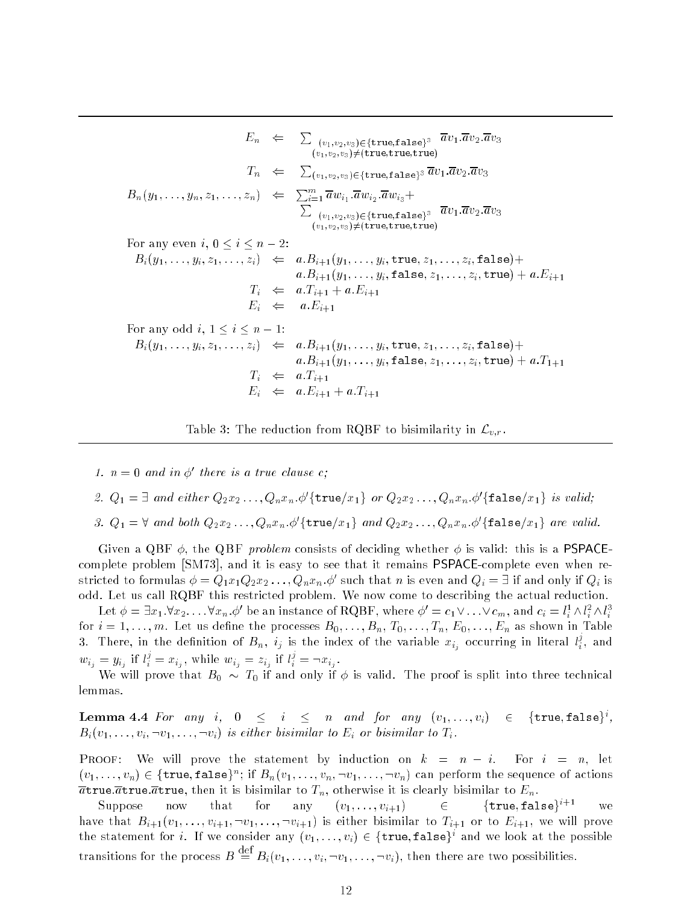$$
\begin{array}{rcl}
E_n & \Leftarrow & \sum_{\substack{(v_1,v_2,v_3)\in\{\texttt{true},\texttt{false}\}^3 \\ (v_1,v_2,v_3)\neq(\texttt{true},\texttt{true},\texttt{true})}} \overline{a}v_1.\overline{a}v_2.\overline{a}v_3 \\
T_n & \Leftarrow & \sum_{(v_1,v_2,v_3)\in\{\texttt{true},\texttt{false}\}^3} \overline{a}v_1.\overline{a}v_2.\overline{a}v_3 \\
B_n(y_1,\ldots,y_n,z_1,\ldots,z_n) & \Leftarrow & \sum_{i=1}^m \overline{a}w_{i_1}.\overline{a}w_{i_2}.\overline{a}w_{i_3} + \\
& & \sum_{\substack{(v_1,v_2,v_3)\in\{\texttt{true},\texttt{false}\}^3 \\ (v_1,v_2,v_3)\neq(\texttt{true},\texttt{true},\texttt{true})}} \overline{a}v_1.\overline{a}v_2.\overline{a}v_3
\end{array}
$$

For any even $i$, $0 \leq i \leq n-2$:

$$
\begin{array}{rcl}
B_i(y_1,\ldots,y_i,z_1,\ldots,z_i) & \Leftarrow & a.B_{i+1}(y_1,\ldots,y_i,\texttt{true},z_1,\ldots,z_i,\texttt{false}) + \\
& & a.B_{i+1}(y_1,\ldots,y_i,\texttt{false},z_1,\ldots,z_i,\texttt{true}) + a.E_{i+1} \\
T_i & \Leftarrow & a.T_{i+1} + a.E_{i+1} \\
E_i & \Leftarrow & a.E_{i+1}
\end{array}
$$

For any odd $i$, $1 \leq i \leq n-1$:

$$
\begin{array}{rcl}
B_i(y_1,\ldots,y_i,z_1,\ldots,z_i) & \Leftarrow & a.B_{i+1}(y_1,\ldots,y_i,\texttt{true},z_1,\ldots,z_i,\texttt{false}) + \\
& & a.B_{i+1}(y_1,\ldots,y_i,\texttt{false},z_1,\ldots,z_i,\texttt{true}) + a.T_{1+1} \\
T_i & \Leftarrow & a.T_{i+1} \\
E_i & \Leftarrow & a.E_{i+1} + a.T_{i+1}
\end{array}
$$

Table 3: The reduction from RQBF to bisimilarity in $\mathcal{L}_{v,r}$.

1. *$n = 0$ and in $\phi'$ there is a true clause $c$;*
2. *$Q_1 = \exists$ and either $Q_2x_2\ldots,Q_nx_n.\phi'\{\texttt{true}/x_1\}$ or $Q_2x_2\ldots,Q_nx_n.\phi'\{\texttt{false}/x_1\}$ is valid;*
3. *$Q_1 = \forall$ and both $Q_2x_2\ldots,Q_nx_n.\phi'\{\texttt{true}/x_1\}$ and $Q_2x_2\ldots,Q_nx_n.\phi'\{\texttt{false}/x_1\}$ are valid.*

Given a QBF $\phi$, the QBF *problem* consists of deciding whether $\phi$ is valid: this is a PSPACE-complete problem [SM73], and it is easy to see that it remains PSPACE-complete even when restricted to formulas $\phi = Q_1x_1Q_2x_2\ldots,Q_nx_n.\phi'$ such that $n$ is even and $Q_i = \exists$ if and only if $Q_i$ is odd. Let us call RQBF this restricted problem. We now come to describing the actual reduction.

Let $\phi = \exists x_1.\forall x_2.\ldots\forall x_n.\phi'$ be an instance of RQBF, where $\phi' = c_1 \vee \ldots \vee c_m$, and $c_i = l_i^1 \wedge l_i^2 \wedge l_i^3$ for $i = 1,\ldots,m$. Let us define the processes $B_0,\ldots,B_n$, $T_0,\ldots,T_n$, $E_0,\ldots,E_n$ as shown in Table 3. There, in the definition of $B_n$, $i_j$ is the index of the variable $x_{i_j}$ occurring in literal $l_i^j$, and $w_{i_j} = y_{i_j}$ if $l_i^j = x_{i_j}$, while $w_{i_j} = z_{i_j}$ if $l_i^j = \neg x_{i_j}$.

We will prove that $B_0 \sim T_0$ if and only if $\phi$ is valid. The proof is split into three technical lemmas.

**Lemma 4.4** *For any $i$, $0 \leq i \leq n$ and for any $(v_1,\ldots,v_i) \in \{\texttt{true},\texttt{false}\}^i$, $B_i(v_1,\ldots,v_i,\neg v_1,\ldots,\neg v_i)$ is either bisimilar to $E_i$ or bisimilar to $T_i$.*

Proof: We will prove the statement by induction on $k = n - i$. For $i = n$, let $(v_1,\ldots,v_n) \in \{\texttt{true},\texttt{false}\}^n$; if $B_n(v_1,\ldots,v_n,\neg v_1,\ldots,\neg v_n)$ can perform the sequence of actions $\overline{a}\texttt{true}.\overline{a}\texttt{true}.\overline{a}\texttt{true}$, then it is bisimilar to $T_n$, otherwise it is clearly bisimilar to $E_n$.

Suppose now that for any $(v_1,\ldots,v_{i+1}) \in \{\texttt{true},\texttt{false}\}^{i+1}$ we have that $B_{i+1}(v_1,\ldots,v_{i+1},\neg v_1,\ldots,\neg v_{i+1})$ is either bisimilar to $T_{i+1}$ or to $E_{i+1}$, we will prove the statement for $i$. If we consider any $(v_1,\ldots,v_i) \in \{\texttt{true},\texttt{false}\}^i$ and we look at the possible transitions for the process $B \stackrel{\text{def}}{=} B_i(v_1,\ldots,v_i,\neg v_1,\ldots,\neg v_i)$, then there are two possibilities.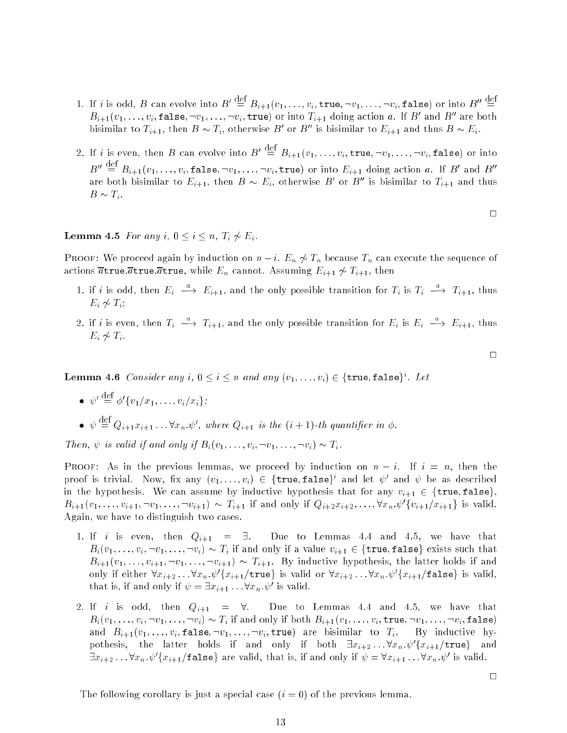1. If $i$ is odd, $B$ can evolve into $B' \stackrel{\text{def}}{=} B_{i+1}(v_1, \ldots, v_i, \texttt{true}, \neg v_1, \ldots, \neg v_i, \texttt{false})$ or into $B'' \stackrel{\text{def}}{=} B_{i+1}(v_1, \ldots, v_i, \texttt{false}, \neg v_1, \ldots, \neg v_i, \texttt{true})$ or into $T_{i+1}$ doing action $a$. If $B'$ and $B''$ are both bisimilar to $T_{i+1}$, then $B \sim T_i$, otherwise $B'$ or $B''$ is bisimilar to $E_{i+1}$ and thus $B \sim E_i$.

2. If $i$ is even, then $B$ can evolve into $B' \stackrel{\text{def}}{=} B_{i+1}(v_1, \ldots, v_i, \texttt{true}, \neg v_1, \ldots, \neg v_i, \texttt{false})$ or into $B'' \stackrel{\text{def}}{=} B_{i+1}(v_1, \ldots, v_i, \texttt{false}, \neg v_1, \ldots, \neg v_i, \texttt{true})$ or into $E_{i+1}$ doing action $a$. If $B'$ and $B''$ are both bisimilar to $E_{i+1}$, then $B \sim E_i$, otherwise $B'$ or $B''$ is bisimilar to $T_{i+1}$ and thus $B \sim T_i$.

□

**Lemma 4.5** *For any $i$, $0 \leq i \leq n$, $T_i \not\sim E_i$.*

Proof: We proceed again by induction on $n - i$. $E_n \not\sim T_n$ because $T_n$ can execute the sequence of actions $\overline{a}\texttt{true}.\overline{a}\texttt{true}.\overline{a}\texttt{true}$, while $E_n$ cannot. Assuming $E_{i+1} \not\sim T_{i+1}$, then

1. if $i$ is odd, then $E_i \stackrel{a}{\longrightarrow} E_{i+1}$, and the only possible transition for $T_i$ is $T_i \stackrel{a}{\longrightarrow} T_{i+1}$, thus $E_i \not\sim T_i$;

2. if $i$ is even, then $T_i \stackrel{a}{\longrightarrow} T_{i+1}$, and the only possible transition for $E_i$ is $E_i \stackrel{a}{\longrightarrow} E_{i+1}$, thus $E_i \not\sim T_i$.

□

**Lemma 4.6** *Consider any $i$, $0 \leq i \leq n$ and any $(v_1, \ldots, v_i) \in \{\texttt{true}, \texttt{false}\}^i$. Let*

- $\psi' \stackrel{\text{def}}{=} \phi'\{v_1/x_1, \ldots, v_i/x_i\}$;
- $\psi \stackrel{\text{def}}{=} Q_{i+1}x_{i+1} \ldots \forall x_n.\psi'$, *where $Q_{i+1}$ is the $(i+1)$-th quantifier in $\phi$.*

*Then, $\psi$ is valid if and only if $B_i(v_1, \ldots, v_i, \neg v_1, \ldots, \neg v_i) \sim T_i$.*

Proof: As in the previous lemmas, we proceed by induction on $n - i$. If $i = n$, then the proof is trivial. Now, fix any $(v_1, \ldots, v_i) \in \{\texttt{true}, \texttt{false}\}^i$ and let $\psi'$ and $\psi$ be as described in the hypothesis. We can assume by inductive hypothesis that for any $v_{i+1} \in \{\texttt{true}, \texttt{false}\}$, $B_{i+1}(v_1, \ldots, v_{i+1}, \neg v_1, \ldots, \neg v_{i+1}) \sim T_{i+1}$ if and only if $Q_{i+2}x_{i+2}, \ldots, \forall x_n.\psi'\{v_{i+1}/x_{i+1}\}$ is valid. Again, we have to distinguish two cases.

1. If $i$ is even, then $Q_{i+1} = \exists$. Due to Lemmas 4.4 and 4.5, we have that $B_i(v_1, \ldots, v_i, \neg v_1, \ldots, \neg v_i) \sim T_i$ if and only if a value $v_{i+1} \in \{\texttt{true}, \texttt{false}\}$ exists such that $B_{i+1}(v_1, \ldots, v_{i+1}, \neg v_1, \ldots, \neg v_{i+1}) \sim T_{i+1}$. By inductive hypothesis, the latter holds if and only if either $\forall x_{i+2} \ldots \forall x_n.\psi'\{x_{i+1}/\texttt{true}\}$ is valid or $\forall x_{i+2} \ldots \forall x_n.\psi'\{x_{i+1}/\texttt{false}\}$ is valid, that is, if and only if $\psi = \exists x_{i+1} \ldots \forall x_n.\psi'$ is valid.

2. If $i$ is odd, then $Q_{i+1} = \forall$. Due to Lemmas 4.4 and 4.5, we have that $B_i(v_1, \ldots, v_i, \neg v_1, \ldots, \neg v_i) \sim T_i$ if and only if both $B_{i+1}(v_1, \ldots, v_i, \texttt{true}, \neg v_1, \ldots, \neg v_i, \texttt{false})$ and $B_{i+1}(v_1, \ldots, v_i, \texttt{false}, \neg v_1, \ldots, \neg v_i, \texttt{true})$ are bisimilar to $T_i$. By inductive hypothesis, the latter holds if and only if both $\exists x_{i+2} \ldots \forall x_n.\psi'\{x_{i+1}/\texttt{true}\}$ and $\exists x_{i+2} \ldots \forall x_n.\psi'\{x_{i+1}/\texttt{false}\}$ are valid, that is, if and only if $\psi = \forall x_{i+1} \ldots \forall x_n.\psi'$ is valid.

□

The following corollary is just a special case ($i = 0$) of the previous lemma.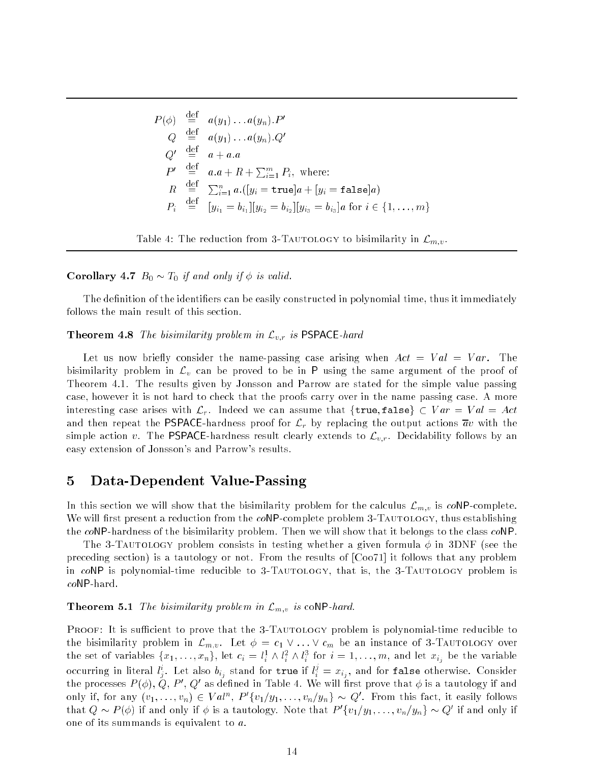$$
\begin{aligned}
P(\phi) &\stackrel{\text{def}}{=} a(y_1)\ldots a(y_n).P' \\
Q &\stackrel{\text{def}}{=} a(y_1)\ldots a(y_n).Q' \\
Q' &\stackrel{\text{def}}{=} a + a.a \\
P' &\stackrel{\text{def}}{=} a.a + R + \textstyle\sum_{i=1}^{m} P_i, \text{ where:} \\
R &\stackrel{\text{def}}{=} \textstyle\sum_{i=1}^{n} a.([y_i = \texttt{true}]a + [y_i = \texttt{false}]a) \\
P_i &\stackrel{\text{def}}{=} [y_{i_1} = b_{i_1}][y_{i_2} = b_{i_2}][y_{i_3} = b_{i_3}]a \text{ for } i \in \{1, \ldots, m\}
\end{aligned}
$$

Table 4: The reduction from 3-TAUTOLOGY to bisimilarity in $\mathcal{L}_{m,v}$.

**Corollary 4.7** *$B_0 \sim T_0$ if and only if $\phi$ is valid.*

The definition of the identifiers can be easily constructed in polynomial time, thus it immediately follows the main result of this section.

**Theorem 4.8** *The bisimilarity problem in $\mathcal{L}_{v,r}$ is* PSPACE*-hard*

Let us now briefly consider the name-passing case arising when $Act = Val = Var$. The bisimilarity problem in $\mathcal{L}_v$ can be proved to be in P using the same argument of the proof of Theorem 4.1. The results given by Jonsson and Parrow are stated for the simple value passing case, however it is not hard to check that the proofs carry over in the name passing case. A more interesting case arises with $\mathcal{L}_r$. Indeed we can assume that $\{\texttt{true}, \texttt{false}\} \subset Var = Val = Act$ and then repeat the PSPACE-hardness proof for $\mathcal{L}_r$ by replacing the output actions $\overline{a}v$ with the simple action $v$. The PSPACE-hardness result clearly extends to $\mathcal{L}_{v,r}$. Decidability follows by an easy extension of Jonsson's and Parrow's results.

# 5 Data-Dependent Value-Passing

In this section we will show that the bisimilarity problem for the calculus $\mathcal{L}_{m,v}$ is *co*NP-complete. We will first present a reduction from the *co*NP-complete problem 3-TAUTOLOGY, thus establishing the *co*NP-hardness of the bisimilarity problem. Then we will show that it belongs to the class *co*NP.

The 3-TAUTOLOGY problem consists in testing whether a given formula $\phi$ in 3DNF (see the preceding section) is a tautology or not. From the results of [Coo71] it follows that any problem in *co*NP is polynomial-time reducible to 3-TAUTOLOGY, that is, the 3-TAUTOLOGY problem is *co*NP-hard.

**Theorem 5.1** *The bisimilarity problem in $\mathcal{L}_{m,v}$ is* coNP*-hard.*

PROOF: It is sufficient to prove that the 3-TAUTOLOGY problem is polynomial-time reducible to the bisimilarity problem in $\mathcal{L}_{m,v}$. Let $\phi = c_1 \vee \ldots \vee c_m$ be an instance of 3-TAUTOLOGY over the set of variables $\{x_1, \ldots, x_n\}$, let $c_i = l_i^1 \wedge l_i^2 \wedge l_i^3$ for $i = 1, \ldots, m$, and let $x_{i_j}$ be the variable occurring in literal $l_j^i$. Let also $b_{i_j}$ stand for $\texttt{true}$ if $l_i^j = x_{i_j}$, and for $\texttt{false}$ otherwise. Consider the processes $P(\phi)$, $Q$, $P'$, $Q'$ as defined in Table 4. We will first prove that $\phi$ is a tautology if and only if, for any $(v_1, \ldots, v_n) \in Val^n$, $P'\{v_1/y_1, \ldots, v_n/y_n\} \sim Q'$. From this fact, it easily follows that $Q \sim P(\phi)$ if and only if $\phi$ is a tautology. Note that $P'\{v_1/y_1, \ldots, v_n/y_n\} \sim Q'$ if and only if one of its summands is equivalent to $a$.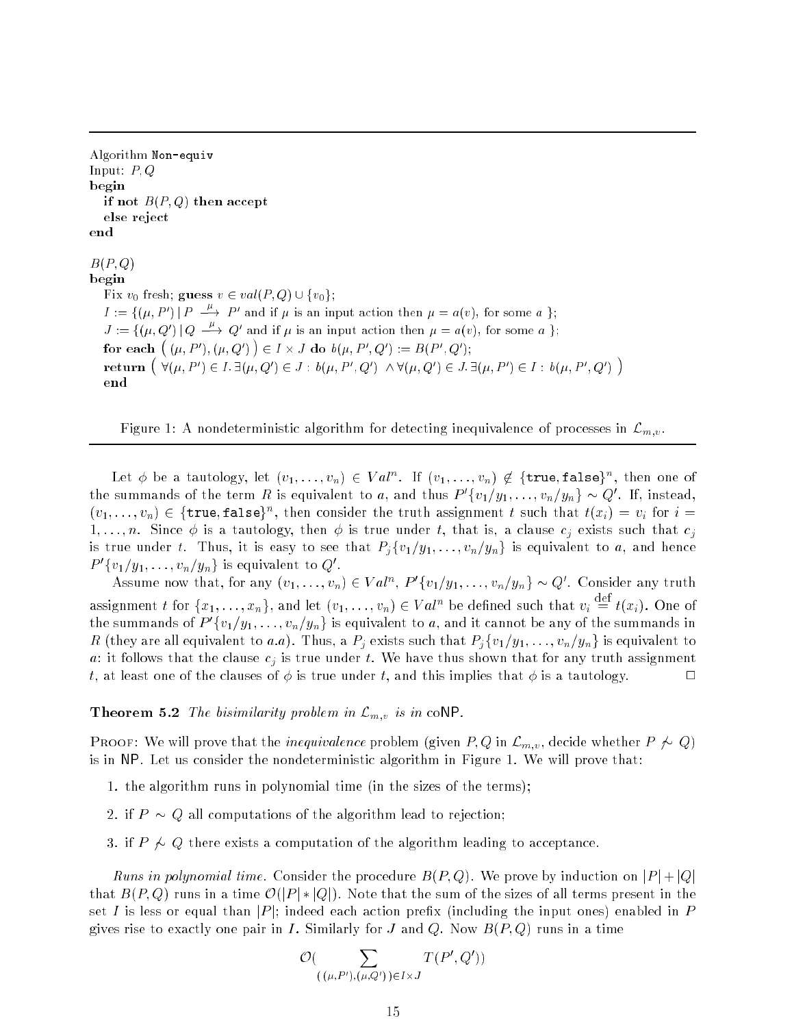```
Algorithm Non-equiv
Input: P, Q
begin
   if not B(P,Q) then accept
   else reject
end

B(P,Q)
begin
   Fix v0 fresh; guess v ∈ val(P,Q) ∪ {v0};
   I := {(μ, P') | P --μ--> P' and if μ is an input action then μ = a(v), for some a };
   J := {(μ, Q') | Q --μ--> Q' and if μ is an input action then μ = a(v), for some a };
   for each ( (μ, P'), (μ, Q') ) ∈ I × J do b(μ, P', Q') := B(P', Q');
   return ( ∀(μ, P') ∈ I. ∃(μ, Q') ∈ J : b(μ, P', Q')  ∧ ∀(μ, Q') ∈ J. ∃(μ, P') ∈ I : b(μ, P', Q') )
   end
```

Figure 1: A nondeterministic algorithm for detecting inequivalence of processes in $\mathcal{L}_{m,v}$.

Let $\phi$ be a tautology, let $(v_1, \ldots, v_n) \in Val^n$. If $(v_1, \ldots, v_n) \notin \{\mathtt{true}, \mathtt{false}\}^n$, then one of the summands of the term $R$ is equivalent to $a$, and thus $P'\{v_1/y_1, \ldots, v_n/y_n\} \sim Q'$. If, instead, $(v_1, \ldots, v_n) \in \{\mathtt{true}, \mathtt{false}\}^n$, then consider the truth assignment $t$ such that $t(x_i) = v_i$ for $i = 1, \ldots, n$. Since $\phi$ is a tautology, then $\phi$ is true under $t$, that is, a clause $c_j$ exists such that $c_j$ is true under $t$. Thus, it is easy to see that $P_j\{v_1/y_1, \ldots, v_n/y_n\}$ is equivalent to $a$, and hence $P'\{v_1/y_1, \ldots, v_n/y_n\}$ is equivalent to $Q'$.

Assume now that, for any $(v_1, \ldots, v_n) \in Val^n$, $P'\{v_1/y_1, \ldots, v_n/y_n\} \sim Q'$. Consider any truth assignment $t$ for $\{x_1, \ldots, x_n\}$, and let $(v_1, \ldots, v_n) \in Val^n$ be defined such that $v_i \stackrel{\text{def}}{=} t(x_i)$. One of the summands of $P'\{v_1/y_1, \ldots, v_n/y_n\}$ is equivalent to $a$, and it cannot be any of the summands in $R$ (they are all equivalent to $a.a$). Thus, a $P_j$ exists such that $P_j\{v_1/y_1, \ldots, v_n/y_n\}$ is equivalent to $a$: it follows that the clause $c_j$ is true under $t$. We have thus shown that for any truth assignment $t$, at least one of the clauses of $\phi$ is true under $t$, and this implies that $\phi$ is a tautology. $\Box$

**Theorem 5.2** *The bisimilarity problem in $\mathcal{L}_{m,v}$ is in* coNP*.*

Proof: We will prove that the *inequivalence* problem (given $P, Q$ in $\mathcal{L}_{m,v}$, decide whether $P \not\sim Q$) is in NP. Let us consider the nondeterministic algorithm in Figure 1. We will prove that:

1. the algorithm runs in polynomial time (in the sizes of the terms);
2. if $P \sim Q$ all computations of the algorithm lead to rejection;
3. if $P \not\sim Q$ there exists a computation of the algorithm leading to acceptance.

*Runs in polynomial time.* Consider the procedure $B(P, Q)$. We prove by induction on $|P| + |Q|$ that $B(P, Q)$ runs in a time $\mathcal{O}(|P| * |Q|)$. Note that the sum of the sizes of all terms present in the set $I$ is less or equal than $|P|$; indeed each action prefix (including the input ones) enabled in $P$ gives rise to exactly one pair in $I$. Similarly for $J$ and $Q$. Now $B(P, Q)$ runs in a time

$$\mathcal{O}\Big( \sum_{(\,(\mu,P'),(\mu,Q')\,) \in I \times J} T(P', Q') \Big)$$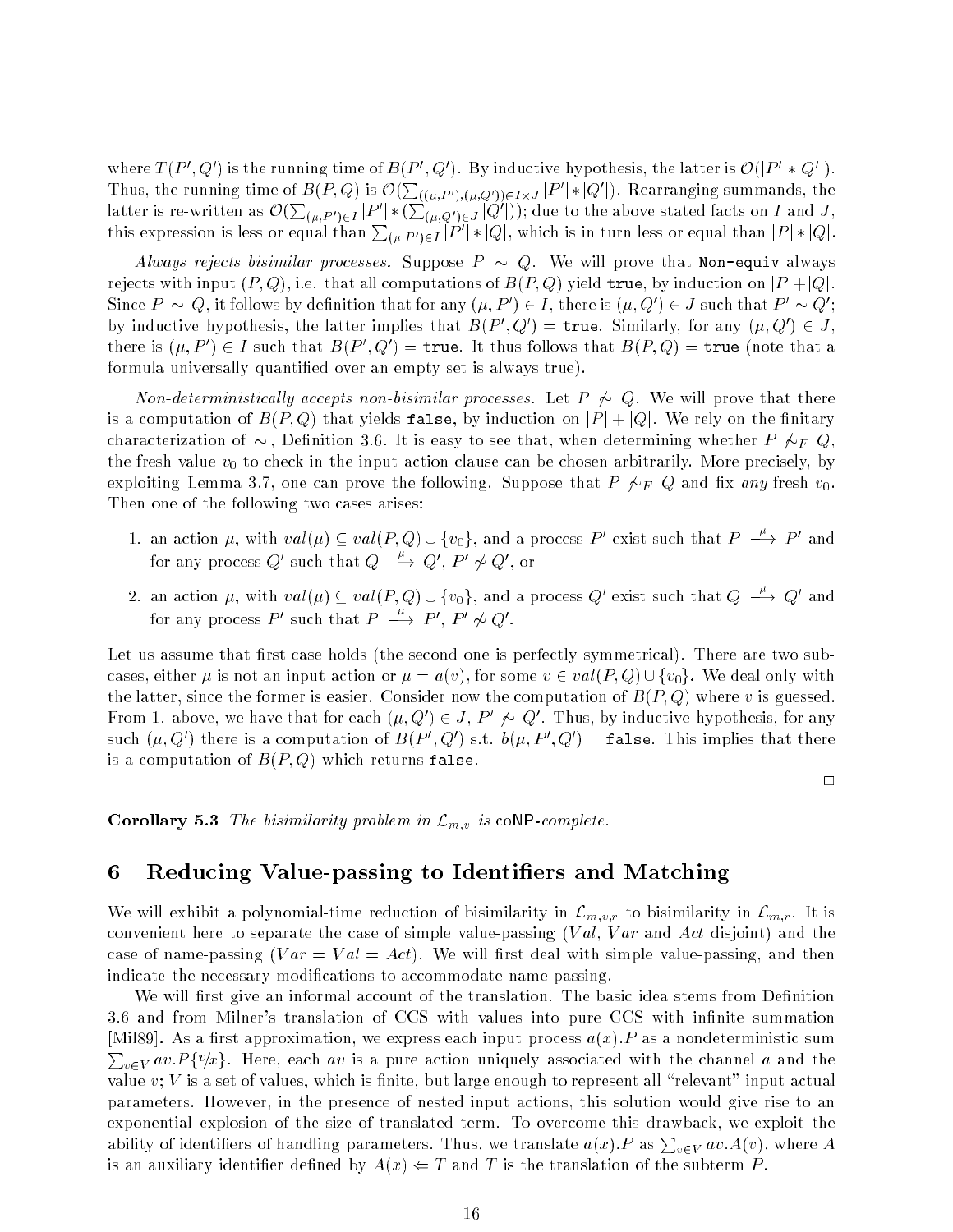where $T(P', Q')$ is the running time of $B(P', Q')$. By inductive hypothesis, the latter is $\mathcal{O}(|P'|*|Q'|)$. Thus, the running time of $B(P, Q)$ is $\mathcal{O}(\sum_{((\mu,P'),(\mu,Q'))\in I\times J} |P'|*|Q'|)$. Rearranging summands, the latter is re-written as $\mathcal{O}(\sum_{(\mu,P')\in I} |P'| * (\sum_{(\mu,Q')\in J} |Q'|))$; due to the above stated facts on $I$ and $J$, this expression is less or equal than $\sum_{(\mu,P')\in I} |P'| * |Q|$, which is in turn less or equal than $|P| * |Q|$.

*Always rejects bisimilar processes.* Suppose $P \sim Q$. We will prove that `Non-equiv` always rejects with input $(P, Q)$, i.e. that all computations of $B(P, Q)$ yield `true`, by induction on $|P|+|Q|$. Since $P \sim Q$, it follows by definition that for any $(\mu, P') \in I$, there is $(\mu, Q') \in J$ such that $P' \sim Q'$; by inductive hypothesis, the latter implies that $B(P', Q') =$ `true`. Similarly, for any $(\mu, Q') \in J$, there is $(\mu, P') \in I$ such that $B(P', Q') =$ `true`. It thus follows that $B(P, Q) =$ `true` (note that a formula universally quantified over an empty set is always true).

*Non-deterministically accepts non-bisimilar processes.* Let $P \not\sim Q$. We will prove that there is a computation of $B(P, Q)$ that yields `false`, by induction on $|P| + |Q|$. We rely on the finitary characterization of $\sim$, Definition 3.6. It is easy to see that, when determining whether $P \not\sim_F Q$, the fresh value $v_0$ to check in the input action clause can be chosen arbitrarily. More precisely, by exploiting Lemma 3.7, one can prove the following. Suppose that $P \not\sim_F Q$ and fix *any* fresh $v_0$. Then one of the following two cases arises:

1. an action $\mu$, with $val(\mu) \subseteq val(P, Q) \cup \{v_0\}$, and a process $P'$ exist such that $P \xrightarrow{\mu} P'$ and for any process $Q'$ such that $Q \xrightarrow{\mu} Q'$, $P' \not\sim Q'$, or
2. an action $\mu$, with $val(\mu) \subseteq val(P, Q) \cup \{v_0\}$, and a process $Q'$ exist such that $Q \xrightarrow{\mu} Q'$ and for any process $P'$ such that $P \xrightarrow{\mu} P'$, $P' \not\sim Q'$.

Let us assume that first case holds (the second one is perfectly symmetrical). There are two subcases, either $\mu$ is not an input action or $\mu = a(v)$, for some $v \in val(P, Q) \cup \{v_0\}$. We deal only with the latter, since the former is easier. Consider now the computation of $B(P, Q)$ where $v$ is guessed. From 1. above, we have that for each $(\mu, Q') \in J$, $P' \not\sim Q'$. Thus, by inductive hypothesis, for any such $(\mu, Q')$ there is a computation of $B(P', Q')$ s.t. $b(\mu, P', Q') =$ `false`. This implies that there is a computation of $B(P, Q)$ which returns `false`.

□

**Corollary 5.3** *The bisimilarity problem in $\mathcal{L}_{m,v}$ is* coNP*-complete.*

# 6 Reducing Value-passing to Identifiers and Matching

We will exhibit a polynomial-time reduction of bisimilarity in $\mathcal{L}_{m,v,r}$ to bisimilarity in $\mathcal{L}_{m,r}$. It is convenient here to separate the case of simple value-passing ($Val$, $Var$ and $Act$ disjoint) and the case of name-passing ($Var = Val = Act$). We will first deal with simple value-passing, and then indicate the necessary modifications to accommodate name-passing.

We will first give an informal account of the translation. The basic idea stems from Definition 3.6 and from Milner's translation of CCS with values into pure CCS with infinite summation [Mil89]. As a first approximation, we express each input process $a(x).P$ as a nondeterministic sum $\sum_{v\in V} av.P\{v/x\}$. Here, each $av$ is a pure action uniquely associated with the channel $a$ and the value $v$; $V$ is a set of values, which is finite, but large enough to represent all "relevant" input actual parameters. However, in the presence of nested input actions, this solution would give rise to an exponential explosion of the size of translated term. To overcome this drawback, we exploit the ability of identifiers of handling parameters. Thus, we translate $a(x).P$ as $\sum_{v\in V} av.A(v)$, where $A$ is an auxiliary identifier defined by $A(x) \Leftarrow T$ and $T$ is the translation of the subterm $P$.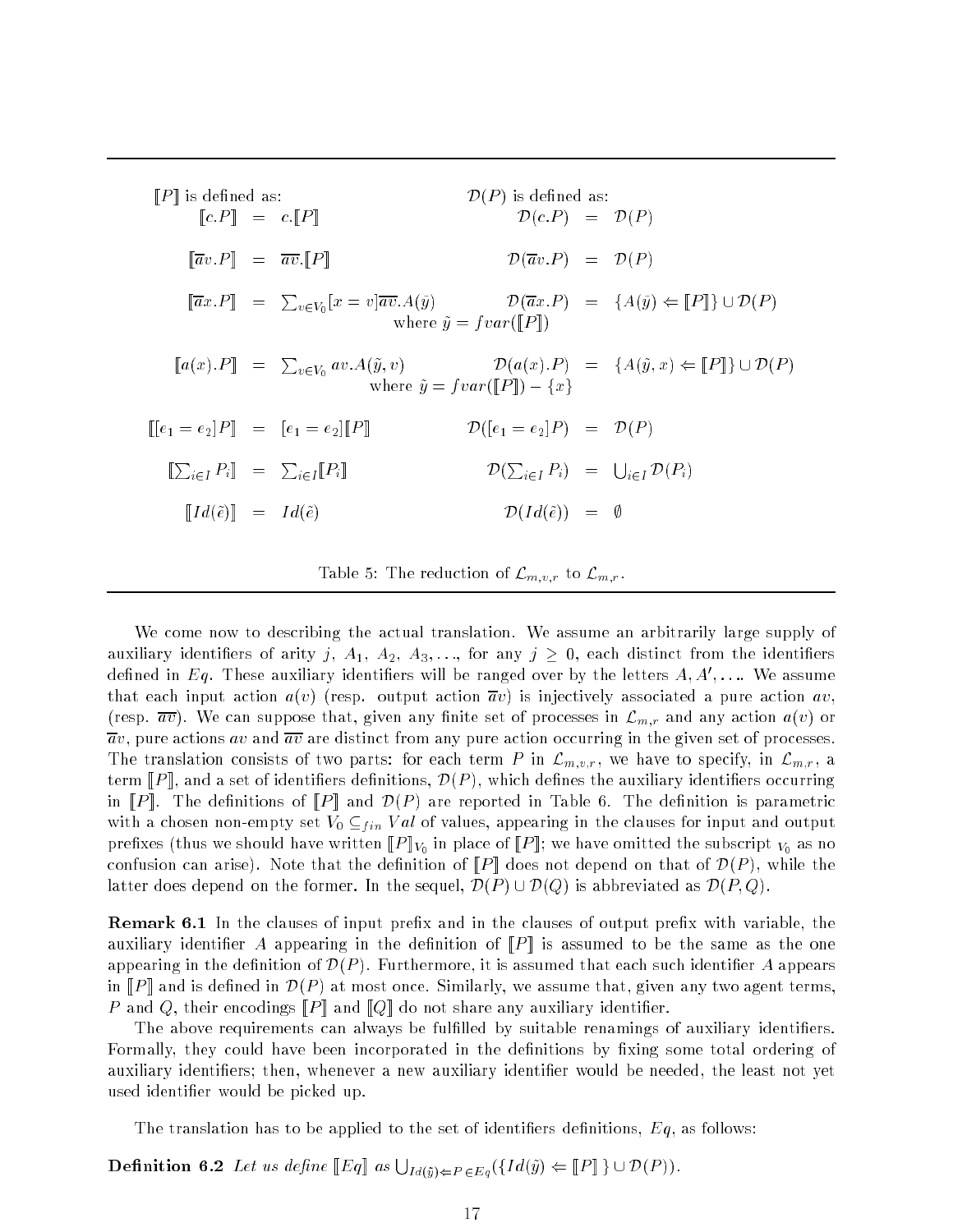| $[\![P]\!]$ is defined as: | | | $\mathcal{D}(P)$ is defined as: | | |
|---|---|---|---|---|---|
| $[\![c.P]\!]$ | $=$ | $c.[\![P]\!]$ | $\mathcal{D}(c.P)$ | $=$ | $\mathcal{D}(P)$ |
| $[\![\overline{a}v.P]\!]$ | $=$ | $\overline{av}.[\![P]\!]$ | $\mathcal{D}(\overline{a}v.P)$ | $=$ | $\mathcal{D}(P)$ |
| $[\![\overline{a}x.P]\!]$ | $=$ | $\sum_{v\in V_0}[x=v]\overline{av}.A(\tilde{y})$ where $\tilde{y} = fvar([\![P]\!])$ | $\mathcal{D}(\overline{a}x.P)$ | $=$ | $\{A(\tilde{y}) \Leftarrow [\![P]\!]\} \cup \mathcal{D}(P)$ |
| $[\![a(x).P]\!]$ | $=$ | $\sum_{v\in V_0} av.A(\tilde{y}, v)$ where $\tilde{y} = fvar([\![P]\!]) - \{x\}$ | $\mathcal{D}(a(x).P)$ | $=$ | $\{A(\tilde{y}, x) \Leftarrow [\![P]\!]\} \cup \mathcal{D}(P)$ |
| $[\![[e_1 = e_2]P]\!]$ | $=$ | $[e_1 = e_2][\![P]\!]$ | $\mathcal{D}([e_1 = e_2]P)$ | $=$ | $\mathcal{D}(P)$ |
| $[\![\sum_{i\in I} P_i]\!]$ | $=$ | $\sum_{i\in I}[\![P_i]\!]$ | $\mathcal{D}(\sum_{i\in I} P_i)$ | $=$ | $\bigcup_{i\in I}\mathcal{D}(P_i)$ |
| $[\![Id(\tilde{e})]\!]$ | $=$ | $Id(\tilde{e})$ | $\mathcal{D}(Id(\tilde{e}))$ | $=$ | $\emptyset$ |

Table 5: The reduction of $\mathcal{L}_{m,v,r}$ to $\mathcal{L}_{m,r}$.

We come now to describing the actual translation. We assume an arbitrarily large supply of auxiliary identifiers of arity $j$, $A_1$, $A_2$, $A_3, \ldots$, for any $j \geq 0$, each distinct from the identifiers defined in $Eq$. These auxiliary identifiers will be ranged over by the letters $A, A', \ldots$. We assume that each input action $a(v)$ (resp. output action $\overline{a}v$) is injectively associated a pure action $av$, (resp. $\overline{av}$). We can suppose that, given any finite set of processes in $\mathcal{L}_{m,r}$ and any action $a(v)$ or $\overline{a}v$, pure actions $av$ and $\overline{av}$ are distinct from any pure action occurring in the given set of processes. The translation consists of two parts: for each term $P$ in $\mathcal{L}_{m,v,r}$, we have to specify, in $\mathcal{L}_{m,r}$, a term $[\![P]\!]$, and a set of identifiers definitions, $\mathcal{D}(P)$, which defines the auxiliary identifiers occurring in $[\![P]\!]$. The definitions of $[\![P]\!]$ and $\mathcal{D}(P)$ are reported in Table 6. The definition is parametric with a chosen non-empty set $V_0 \subseteq_{fin} Val$ of values, appearing in the clauses for input and output prefixes (thus we should have written $[\![P]\!]_{V_0}$ in place of $[\![P]\!]$; we have omitted the subscript $_{V_0}$ as no confusion can arise). Note that the definition of $[\![P]\!]$ does not depend on that of $\mathcal{D}(P)$, while the latter does depend on the former. In the sequel, $\mathcal{D}(P) \cup \mathcal{D}(Q)$ is abbreviated as $\mathcal{D}(P, Q)$.

**Remark 6.1** In the clauses of input prefix and in the clauses of output prefix with variable, the auxiliary identifier $A$ appearing in the definition of $[\![P]\!]$ is assumed to be the same as the one appearing in the definition of $\mathcal{D}(P)$. Furthermore, it is assumed that each such identifier $A$ appears in $[\![P]\!]$ and is defined in $\mathcal{D}(P)$ at most once. Similarly, we assume that, given any two agent terms, $P$ and $Q$, their encodings $[\![P]\!]$ and $[\![Q]\!]$ do not share any auxiliary identifier.

The above requirements can always be fulfilled by suitable renamings of auxiliary identifiers. Formally, they could have been incorporated in the definitions by fixing some total ordering of auxiliary identifiers; then, whenever a new auxiliary identifier would be needed, the least not yet used identifier would be picked up.

The translation has to be applied to the set of identifiers definitions, $Eq$, as follows:

**Definition 6.2** *Let us define* $[\![Eq]\!]$ *as* $\bigcup_{Id(\tilde{y})\Leftarrow P\in Eq}(\{Id(\tilde{y}) \Leftarrow [\![P]\!]\} \cup \mathcal{D}(P))$.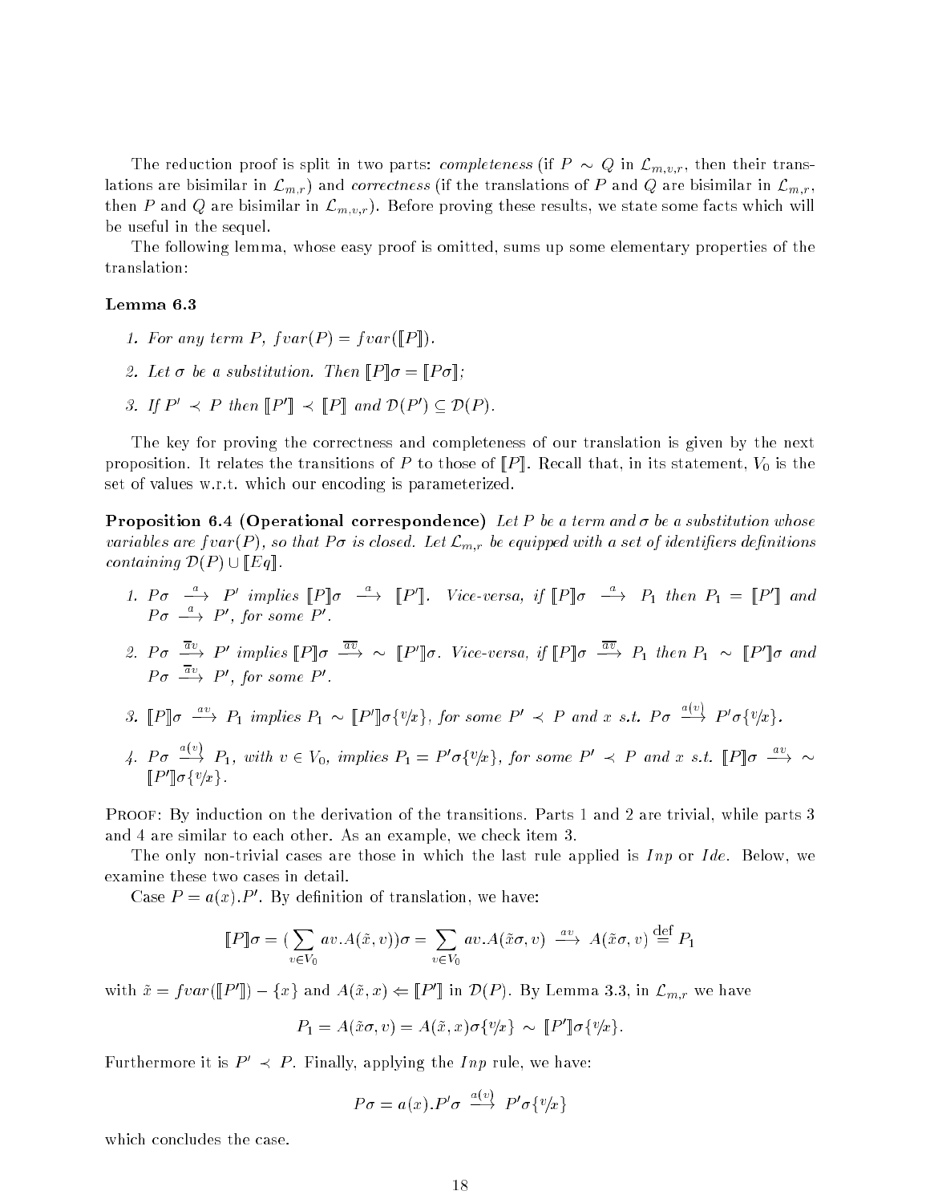The reduction proof is split in two parts: *completeness* (if $P \sim Q$ in $\mathcal{L}_{m,v,r}$, then their translations are bisimilar in $\mathcal{L}_{m,r}$) and *correctness* (if the translations of $P$ and $Q$ are bisimilar in $\mathcal{L}_{m,r}$, then $P$ and $Q$ are bisimilar in $\mathcal{L}_{m,v,r}$). Before proving these results, we state some facts which will be useful in the sequel.

The following lemma, whose easy proof is omitted, sums up some elementary properties of the translation:

**Lemma 6.3**

1. *For any term $P$, $fvar(P) = fvar(\llbracket P \rrbracket)$.*
2. *Let $\sigma$ be a substitution. Then $\llbracket P \rrbracket \sigma = \llbracket P\sigma \rrbracket$;*
3. *If $P' \prec P$ then $\llbracket P' \rrbracket \prec \llbracket P \rrbracket$ and $\mathcal{D}(P') \subseteq \mathcal{D}(P)$.*

The key for proving the correctness and completeness of our translation is given by the next proposition. It relates the transitions of $P$ to those of $\llbracket P \rrbracket$. Recall that, in its statement, $V_0$ is the set of values w.r.t. which our encoding is parameterized.

**Proposition 6.4 (Operational correspondence)** *Let $P$ be a term and $\sigma$ be a substitution whose variables are $fvar(P)$, so that $P\sigma$ is closed. Let $\mathcal{L}_{m,r}$ be equipped with a set of identifiers definitions containing $\mathcal{D}(P) \cup \llbracket Eq \rrbracket$.*

1. *$P\sigma \xrightarrow{a} P'$ implies $\llbracket P \rrbracket \sigma \xrightarrow{a} \llbracket P' \rrbracket$. Vice-versa, if $\llbracket P \rrbracket \sigma \xrightarrow{a} P_1$ then $P_1 = \llbracket P' \rrbracket$ and $P\sigma \xrightarrow{a} P'$, for some $P'$.*
2. *$P\sigma \xrightarrow{\overline{a}v} P'$ implies $\llbracket P \rrbracket \sigma \xrightarrow{\overline{av}} \sim \llbracket P' \rrbracket \sigma$. Vice-versa, if $\llbracket P \rrbracket \sigma \xrightarrow{\overline{av}} P_1$ then $P_1 \sim \llbracket P' \rrbracket \sigma$ and $P\sigma \xrightarrow{\overline{a}v} P'$, for some $P'$.*
3. *$\llbracket P \rrbracket \sigma \xrightarrow{av} P_1$ implies $P_1 \sim \llbracket P' \rrbracket \sigma\{v/x\}$, for some $P' \prec P$ and $x$ s.t. $P\sigma \xrightarrow{a(v)} P'\sigma\{v/x\}$.*
4. *$P\sigma \xrightarrow{a(v)} P_1$, with $v \in V_0$, implies $P_1 = P'\sigma\{v/x\}$, for some $P' \prec P$ and $x$ s.t. $\llbracket P \rrbracket \sigma \xrightarrow{av} \sim \llbracket P' \rrbracket \sigma\{v/x\}$.*

Proof: By induction on the derivation of the transitions. Parts 1 and 2 are trivial, while parts 3 and 4 are similar to each other. As an example, we check item 3.

The only non-trivial cases are those in which the last rule applied is *Inp* or *Ide*. Below, we examine these two cases in detail.

Case $P = a(x).P'$. By definition of translation, we have:

$$\llbracket P \rrbracket \sigma = (\sum_{v \in V_0} av.A(\tilde{x}, v))\sigma = \sum_{v \in V_0} av.A(\tilde{x}\sigma, v) \xrightarrow{av} A(\tilde{x}\sigma, v) \stackrel{\text{def}}{=} P_1$$

with $\tilde{x} = fvar(\llbracket P' \rrbracket) - \{x\}$ and $A(\tilde{x}, x) \Leftarrow \llbracket P' \rrbracket$ in $\mathcal{D}(P)$. By Lemma 3.3, in $\mathcal{L}_{m,r}$ we have

$$P_1 = A(\tilde{x}\sigma, v) = A(\tilde{x}, x)\sigma\{v/x\} \sim \llbracket P' \rrbracket \sigma\{v/x\}.$$

Furthermore it is $P' \prec P$. Finally, applying the *Inp* rule, we have:

$$P\sigma = a(x).P'\sigma \xrightarrow{a(v)} P'\sigma\{v/x\}$$

which concludes the case.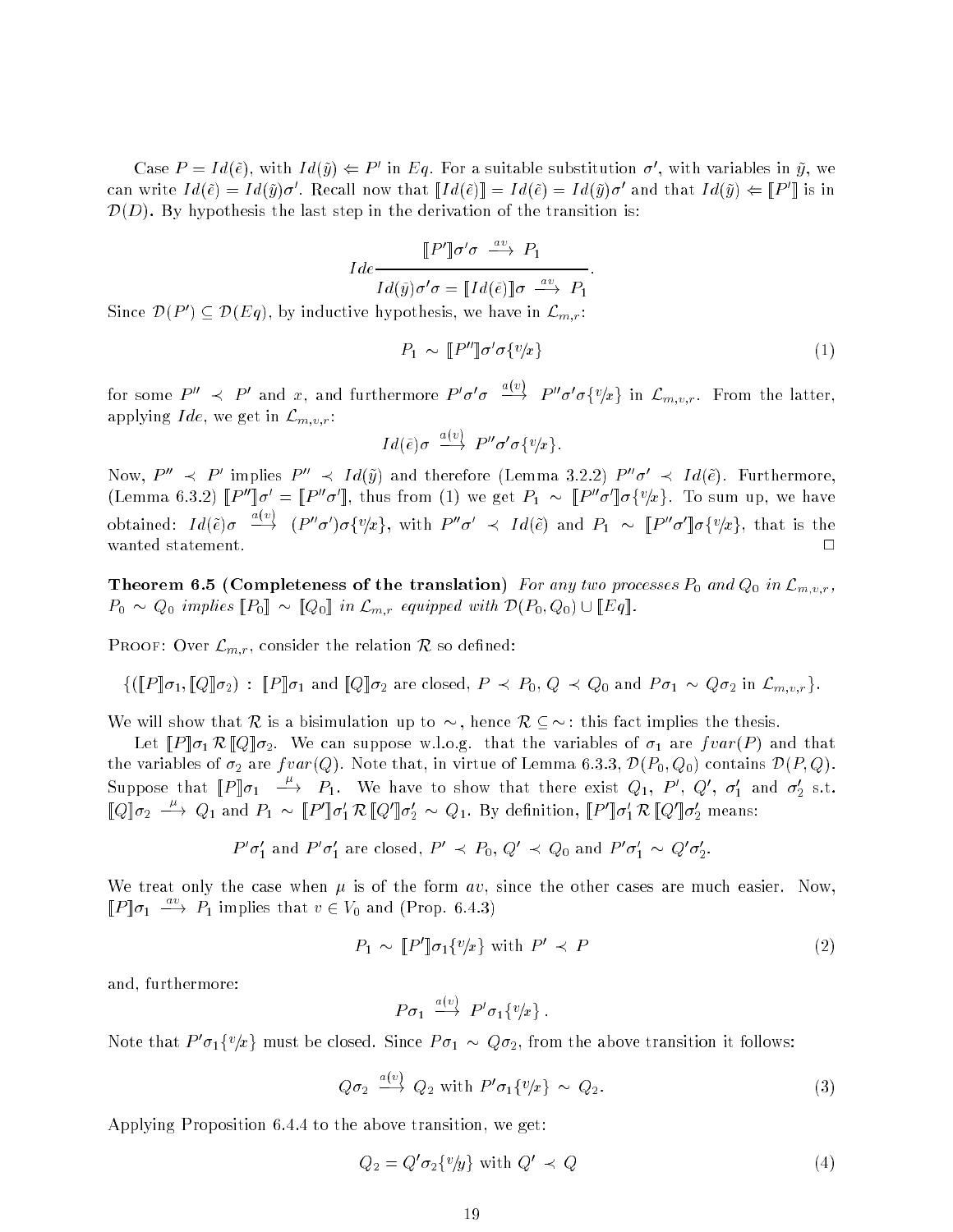Case $P = Id(\tilde{e})$, with $Id(\tilde{y}) \Leftarrow P'$ in $Eq$. For a suitable substitution $\sigma'$, with variables in $\tilde{y}$, we can write $Id(\tilde{e}) = Id(\tilde{y})\sigma'$. Recall now that $[\![Id(\tilde{e})]\!] = Id(\tilde{e}) = Id(\tilde{y})\sigma'$ and that $Id(\tilde{y}) \Leftarrow [\![P']\!]$ is in $\mathcal{D}(D)$. By hypothesis the last step in the derivation of the transition is:

$$Ide \frac{[\![P']\!]\sigma'\sigma \xrightarrow{av} P_1}{Id(\tilde{y})\sigma'\sigma = [\![Id(\tilde{e})]\!]\sigma \xrightarrow{av} P_1}.$$

Since $\mathcal{D}(P') \subseteq \mathcal{D}(Eq)$, by inductive hypothesis, we have in $\mathcal{L}_{m,r}$:

$$P_1 \sim [\![P'']\!]\sigma'\sigma\{v/x\} \tag{1}$$

for some $P'' \prec P'$ and $x$, and furthermore $P'\sigma'\sigma \xrightarrow{a(v)} P''\sigma'\sigma\{v/x\}$ in $\mathcal{L}_{m,v,r}$. From the latter, applying $Ide$, we get in $\mathcal{L}_{m,v,r}$:

$$Id(\tilde{e})\sigma \xrightarrow{a(v)} P''\sigma'\sigma\{v/x\}.$$

Now, $P'' \prec P'$ implies $P'' \prec Id(\tilde{y})$ and therefore (Lemma 3.2.2) $P''\sigma' \prec Id(\tilde{e})$. Furthermore, (Lemma 6.3.2) $[\![P'']\!]\sigma' = [\![P''\sigma']\!]$, thus from (1) we get $P_1 \sim [\![P''\sigma']\!]\sigma\{v/x\}$. To sum up, we have obtained: $Id(\tilde{e})\sigma \xrightarrow{a(v)} (P''\sigma')\sigma\{v/x\}$, with $P''\sigma' \prec Id(\tilde{e})$ and $P_1 \sim [\![P''\sigma']\!]\sigma\{v/x\}$, that is the wanted statement. $\square$

**Theorem 6.5 (Completeness of the translation)** *For any two processes $P_0$ and $Q_0$ in $\mathcal{L}_{m,v,r}$, $P_0 \sim Q_0$ implies $[\![P_0]\!] \sim [\![Q_0]\!]$ in $\mathcal{L}_{m,r}$ equipped with $\mathcal{D}(P_0, Q_0) \cup [\![Eq]\!]$.*

Proof: Over $\mathcal{L}_{m,r}$, consider the relation $\mathcal{R}$ so defined:

$$\{([\![P]\!]\sigma_1, [\![Q]\!]\sigma_2) : [\![P]\!]\sigma_1 \text{ and } [\![Q]\!]\sigma_2 \text{ are closed, } P \prec P_0, Q \prec Q_0 \text{ and } P\sigma_1 \sim Q\sigma_2 \text{ in } \mathcal{L}_{m,v,r}\}.$$

We will show that $\mathcal{R}$ is a bisimulation up to $\sim$, hence $\mathcal{R} \subseteq \sim$: this fact implies the thesis.

Let $[\![P]\!]\sigma_1 \,\mathcal{R}\, [\![Q]\!]\sigma_2$. We can suppose w.l.o.g. that the variables of $\sigma_1$ are $fvar(P)$ and that the variables of $\sigma_2$ are $fvar(Q)$. Note that, in virtue of Lemma 6.3.3, $\mathcal{D}(P_0, Q_0)$ contains $\mathcal{D}(P, Q)$. Suppose that $[\![P]\!]\sigma_1 \xrightarrow{\mu} P_1$. We have to show that there exist $Q_1$, $P'$, $Q'$, $\sigma_1'$ and $\sigma_2'$ s.t. $[\![Q]\!]\sigma_2 \xrightarrow{\mu} Q_1$ and $P_1 \sim [\![P']\!]\sigma_1' \,\mathcal{R}\, [\![Q']\!]\sigma_2' \sim Q_1$. By definition, $[\![P']\!]\sigma_1' \,\mathcal{R}\, [\![Q']\!]\sigma_2'$ means:

$$P'\sigma_1' \text{ and } P'\sigma_1' \text{ are closed, } P' \prec P_0,\, Q' \prec Q_0 \text{ and } P'\sigma_1' \sim Q'\sigma_2'.$$

We treat only the case when $\mu$ is of the form $av$, since the other cases are much easier. Now, $[\![P]\!]\sigma_1 \xrightarrow{av} P_1$ implies that $v \in V_0$ and (Prop. 6.4.3)

$$P_1 \sim [\![P']\!]\sigma_1\{v/x\} \text{ with } P' \prec P \tag{2}$$

and, furthermore:

$$P\sigma_1 \xrightarrow{a(v)} P'\sigma_1\{v/x\}\,.$$

Note that $P'\sigma_1\{v/x\}$ must be closed. Since $P\sigma_1 \sim Q\sigma_2$, from the above transition it follows:

$$Q\sigma_2 \xrightarrow{a(v)} Q_2 \text{ with } P'\sigma_1\{v/x\} \sim Q_2. \tag{3}$$

Applying Proposition 6.4.4 to the above transition, we get:

$$Q_2 = Q'\sigma_2\{v/y\} \text{ with } Q' \prec Q \tag{4}$$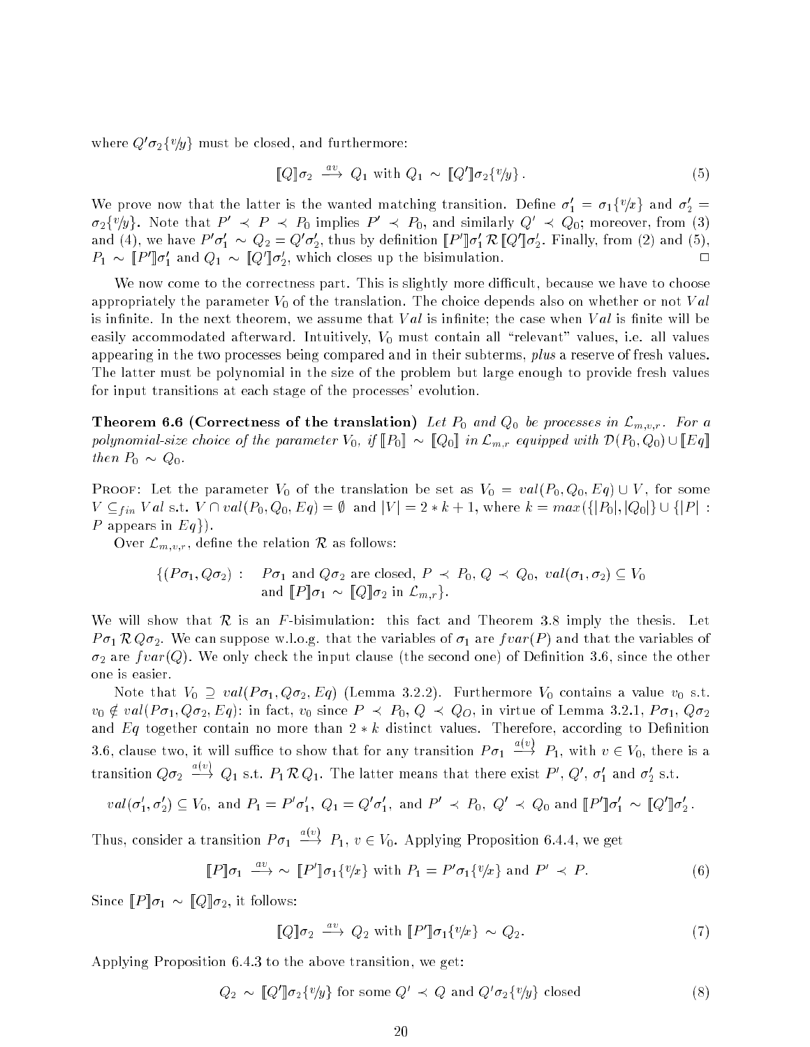where $Q'\sigma_2\{v/y\}$ must be closed, and furthermore:

$$[\![Q]\!]\sigma_2 \xrightarrow{av} Q_1 \text{ with } Q_1 \sim [\![Q']\!]\sigma_2\{v/y\}\,. \tag{5}$$

We prove now that the latter is the wanted matching transition. Define $\sigma_1' = \sigma_1\{v/x\}$ and $\sigma_2' = \sigma_2\{v/y\}$. Note that $P' \prec P \prec P_0$ implies $P' \prec P_0$, and similarly $Q' \prec Q_0$; moreover, from (3) and (4), we have $P'\sigma_1' \sim Q_2 = Q'\sigma_2'$, thus by definition $[\![P']\!]\sigma_1' \,\mathcal{R}\, [\![Q']\!]\sigma_2'$. Finally, from (2) and (5), $P_1 \sim [\![P']\!]\sigma_1'$ and $Q_1 \sim [\![Q']\!]\sigma_2'$, which closes up the bisimulation. $\Box$

We now come to the correctness part. This is slightly more difficult, because we have to choose appropriately the parameter $V_0$ of the translation. The choice depends also on whether or not $Val$ is infinite. In the next theorem, we assume that $Val$ is infinite; the case when $Val$ is finite will be easily accommodated afterward. Intuitively, $V_0$ must contain all "relevant" values, i.e. all values appearing in the two processes being compared and in their subterms, *plus* a reserve of fresh values. The latter must be polynomial in the size of the problem but large enough to provide fresh values for input transitions at each stage of the processes' evolution.

**Theorem 6.6 (Correctness of the translation)** *Let $P_0$ and $Q_0$ be processes in $\mathcal{L}_{m,v,r}$. For a polynomial-size choice of the parameter $V_0$, if $[\![P_0]\!] \sim [\![Q_0]\!]$ in $\mathcal{L}_{m,r}$ equipped with $\mathcal{D}(P_0, Q_0) \cup [\![Eq]\!]$ then $P_0 \sim Q_0$.*

PROOF: Let the parameter $V_0$ of the translation be set as $V_0 = val(P_0, Q_0, Eq) \cup V$, for some $V \subseteq_{fin} Val$ s.t. $V \cap val(P_0, Q_0, Eq) = \emptyset$ and $|V| = 2 * k + 1$, where $k = max(\{|P_0|, |Q_0|\} \cup \{|P| : P \text{ appears in } Eq\})$.

Over $\mathcal{L}_{m,v,r}$, define the relation $\mathcal{R}$ as follows:

$$\begin{aligned}\{(P\sigma_1, Q\sigma_2) : \quad & P\sigma_1 \text{ and } Q\sigma_2 \text{ are closed, } P \prec P_0,\, Q \prec Q_0,\ val(\sigma_1, \sigma_2) \subseteq V_0 \\ & \text{and } [\![P]\!]\sigma_1 \sim [\![Q]\!]\sigma_2 \text{ in } \mathcal{L}_{m,r}\}.\end{aligned}$$

We will show that $\mathcal{R}$ is an $F$-bisimulation: this fact and Theorem 3.8 imply the thesis. Let $P\sigma_1 \,\mathcal{R}\, Q\sigma_2$. We can suppose w.l.o.g. that the variables of $\sigma_1$ are $fvar(P)$ and that the variables of $\sigma_2$ are $fvar(Q)$. We only check the input clause (the second one) of Definition 3.6, since the other one is easier.

Note that $V_0 \supseteq val(P\sigma_1, Q\sigma_2, Eq)$ (Lemma 3.2.2). Furthermore $V_0$ contains a value $v_0$ s.t. $v_0 \notin val(P\sigma_1, Q\sigma_2, Eq)$: in fact, $v_0$ since $P \prec P_0$, $Q \prec Q_O$, in virtue of Lemma 3.2.1, $P\sigma_1$, $Q\sigma_2$ and $Eq$ together contain no more than $2 * k$ distinct values. Therefore, according to Definition 3.6, clause two, it will suffice to show that for any transition $P\sigma_1 \xrightarrow{a(v)} P_1$, with $v \in V_0$, there is a transition $Q\sigma_2 \xrightarrow{a(v)} Q_1$ s.t. $P_1 \,\mathcal{R}\, Q_1$. The latter means that there exist $P'$, $Q'$, $\sigma_1'$ and $\sigma_2'$ s.t.

$$val(\sigma_1', \sigma_2') \subseteq V_0, \text{ and } P_1 = P'\sigma_1',\ Q_1 = Q'\sigma_1', \text{ and } P' \prec P_0,\ Q' \prec Q_0 \text{ and } [\![P']\!]\sigma_1' \sim [\![Q']\!]\sigma_2'\,.$$

Thus, consider a transition $P\sigma_1 \xrightarrow{a(v)} P_1$, $v \in V_0$. Applying Proposition 6.4.4, we get

$$[\![P]\!]\sigma_1 \xrightarrow{av}\sim [\![P']\!]\sigma_1\{v/x\} \text{ with } P_1 = P'\sigma_1\{v/x\} \text{ and } P' \prec P. \tag{6}$$

Since $[\![P]\!]\sigma_1 \sim [\![Q]\!]\sigma_2$, it follows:

$$[\![Q]\!]\sigma_2 \xrightarrow{av} Q_2 \text{ with } [\![P']\!]\sigma_1\{v/x\} \sim Q_2. \tag{7}$$

Applying Proposition 6.4.3 to the above transition, we get:

$$Q_2 \sim [\![Q']\!]\sigma_2\{v/y\} \text{ for some } Q' \prec Q \text{ and } Q'\sigma_2\{v/y\} \text{ closed} \tag{8}$$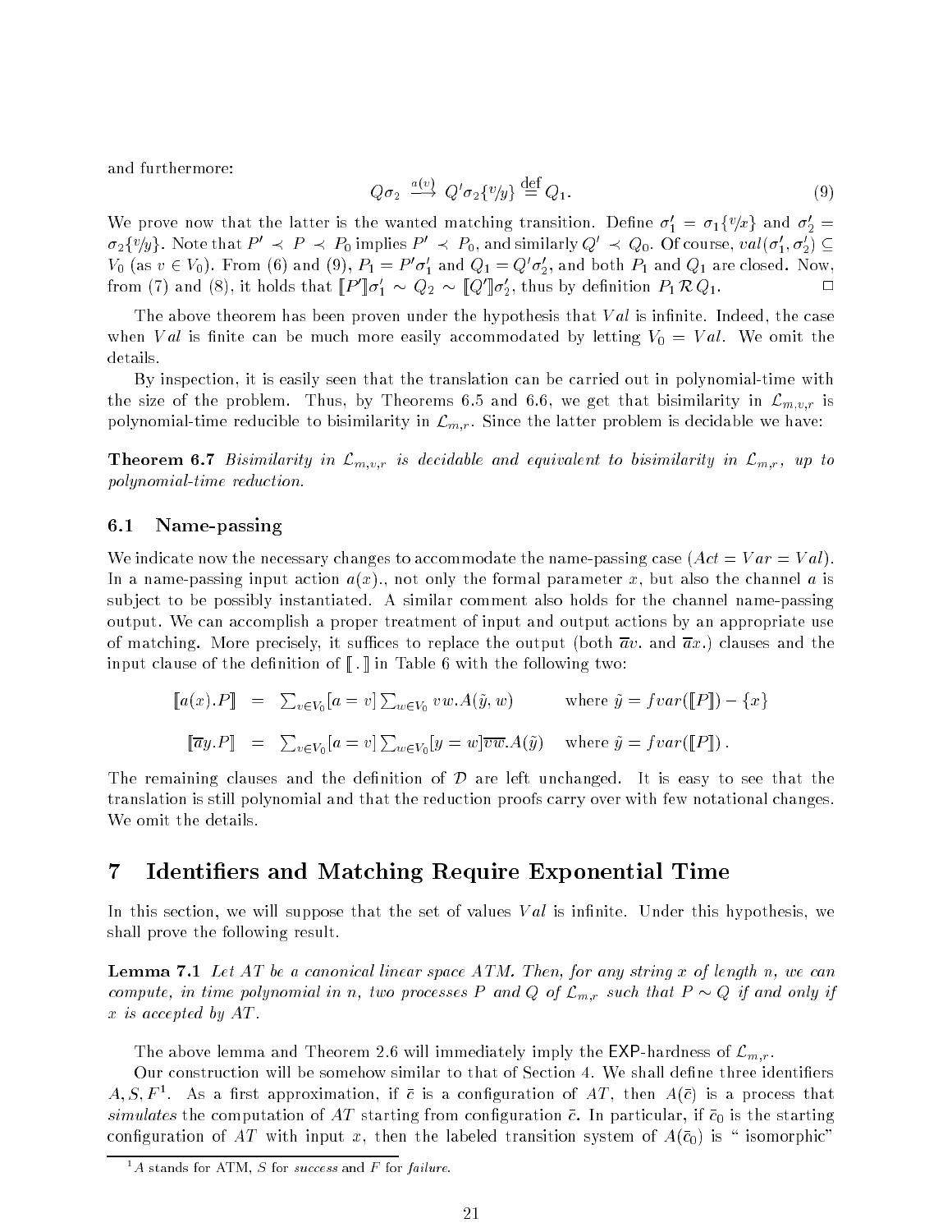and furthermore:

$$Q\sigma_2 \xrightarrow{a(v)} Q'\sigma_2\{v/y\} \stackrel{\text{def}}{=} Q_1. \tag{9}$$

We prove now that the latter is the wanted matching transition. Define $\sigma_1' = \sigma_1\{v/x\}$ and $\sigma_2' = \sigma_2\{v/y\}$. Note that $P' \prec P \prec P_0$ implies $P' \prec P_0$, and similarly $Q' \prec Q_0$. Of course, $val(\sigma_1', \sigma_2') \subseteq V_0$ (as $v \in V_0$). From (6) and (9), $P_1 = P'\sigma_1'$ and $Q_1 = Q'\sigma_2'$, and both $P_1$ and $Q_1$ are closed. Now, from (7) and (8), it holds that $[\![P']\!]\sigma_1' \sim Q_2 \sim [\![Q']\!]\sigma_2'$, thus by definition $P_1 \mathcal{R} Q_1$. □

The above theorem has been proven under the hypothesis that $Val$ is infinite. Indeed, the case when $Val$ is finite can be much more easily accommodated by letting $V_0 = Val$. We omit the details.

By inspection, it is easily seen that the translation can be carried out in polynomial-time with the size of the problem. Thus, by Theorems 6.5 and 6.6, we get that bisimilarity in $\mathcal{L}_{m,v,r}$ is polynomial-time reducible to bisimilarity in $\mathcal{L}_{m,r}$. Since the latter problem is decidable we have:

**Theorem 6.7** *Bisimilarity in $\mathcal{L}_{m,v,r}$ is decidable and equivalent to bisimilarity in $\mathcal{L}_{m,r}$, up to polynomial-time reduction.*

## 6.1 Name-passing

We indicate now the necessary changes to accommodate the name-passing case ($Act = Var = Val$). In a name-passing input action $a(x)$., not only the formal parameter $x$, but also the channel $a$ is subject to be possibly instantiated. A similar comment also holds for the channel name-passing output. We can accomplish a proper treatment of input and output actions by an appropriate use of matching. More precisely, it suffices to replace the output (both $\overline{a}v.$ and $\overline{a}x.$) clauses and the input clause of the definition of $[\![\,.\,]\!]$ in Table 6 with the following two:

$$[\![a(x).P]\!] \;=\; \textstyle\sum_{v\in V_0}[a = v]\sum_{w\in V_0} vw.A(\tilde{y}, w) \qquad \text{where } \tilde{y} = fvar([\![P]\!]) - \{x\}$$

$$[\![\overline{a}y.P]\!] \;=\; \textstyle\sum_{v\in V_0}[a = v]\sum_{w\in V_0}[y = w]\overline{vw}.A(\tilde{y}) \qquad \text{where } \tilde{y} = fvar([\![P]\!])\,.$$

The remaining clauses and the definition of $\mathcal{D}$ are left unchanged. It is easy to see that the translation is still polynomial and that the reduction proofs carry over with few notational changes. We omit the details.

# 7 Identifiers and Matching Require Exponential Time

In this section, we will suppose that the set of values $Val$ is infinite. Under this hypothesis, we shall prove the following result.

**Lemma 7.1** *Let $AT$ be a canonical linear space ATM. Then, for any string $x$ of length $n$, we can compute, in time polynomial in $n$, two processes $P$ and $Q$ of $\mathcal{L}_{m,r}$ such that $P \sim Q$ if and only if $x$ is accepted by $AT$.*

The above lemma and Theorem 2.6 will immediately imply the EXP-hardness of $\mathcal{L}_{m,r}$.

Our construction will be somehow similar to that of Section 4. We shall define three identifiers $A, S, F$[1]. As a first approximation, if $\bar{c}$ is a configuration of $AT$, then $A(\bar{c})$ is a process that *simulates* the computation of $AT$ starting from configuration $\bar{c}$. In particular, if $\bar{c}_0$ is the starting configuration of $AT$ with input $x$, then the labeled transition system of $A(\bar{c}_0)$ is " isomorphic"

[1] $A$ stands for ATM, $S$ for *success* and $F$ for *failure*.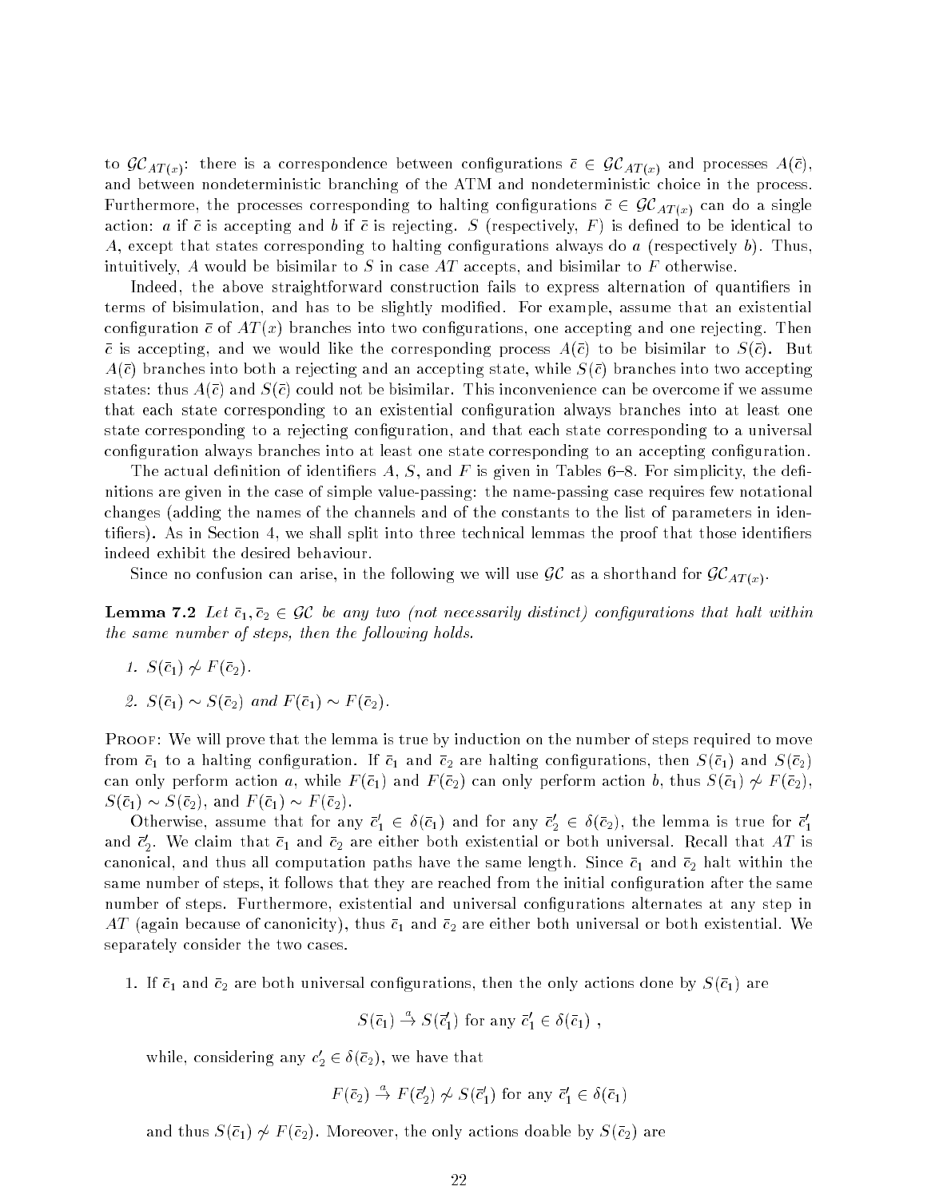to $\mathcal{GC}_{AT(x)}$: there is a correspondence between configurations $\bar{c} \in \mathcal{GC}_{AT(x)}$ and processes $A(\bar{c})$, and between nondeterministic branching of the ATM and nondeterministic choice in the process. Furthermore, the processes corresponding to halting configurations $\bar{c} \in \mathcal{GC}_{AT(x)}$ can do a single action: $a$ if $\bar{c}$ is accepting and $b$ if $\bar{c}$ is rejecting. $S$ (respectively, $F$) is defined to be identical to $A$, except that states corresponding to halting configurations always do $a$ (respectively $b$). Thus, intuitively, $A$ would be bisimilar to $S$ in case $AT$ accepts, and bisimilar to $F$ otherwise.

Indeed, the above straightforward construction fails to express alternation of quantifiers in terms of bisimulation, and has to be slightly modified. For example, assume that an existential configuration $\bar{c}$ of $AT(x)$ branches into two configurations, one accepting and one rejecting. Then $\bar{c}$ is accepting, and we would like the corresponding process $A(\bar{c})$ to be bisimilar to $S(\bar{c})$. But $A(\bar{c})$ branches into both a rejecting and an accepting state, while $S(\bar{c})$ branches into two accepting states: thus $A(\bar{c})$ and $S(\bar{c})$ could not be bisimilar. This inconvenience can be overcome if we assume that each state corresponding to an existential configuration always branches into at least one state corresponding to a rejecting configuration, and that each state corresponding to a universal configuration always branches into at least one state corresponding to an accepting configuration.

The actual definition of identifiers $A$, $S$, and $F$ is given in Tables 6–8. For simplicity, the definitions are given in the case of simple value-passing: the name-passing case requires few notational changes (adding the names of the channels and of the constants to the list of parameters in identifiers). As in Section 4, we shall split into three technical lemmas the proof that those identifiers indeed exhibit the desired behaviour.

Since no confusion can arise, in the following we will use $\mathcal{GC}$ as a shorthand for $\mathcal{GC}_{AT(x)}$.

**Lemma 7.2** *Let $\bar{c}_1, \bar{c}_2 \in \mathcal{GC}$ be any two (not necessarily distinct) configurations that halt within the same number of steps, then the following holds.*

1. *$S(\bar{c}_1) \not\sim F(\bar{c}_2)$.*
2. *$S(\bar{c}_1) \sim S(\bar{c}_2)$ and $F(\bar{c}_1) \sim F(\bar{c}_2)$.*

Proof: We will prove that the lemma is true by induction on the number of steps required to move from $\bar{c}_1$ to a halting configuration. If $\bar{c}_1$ and $\bar{c}_2$ are halting configurations, then $S(\bar{c}_1)$ and $S(\bar{c}_2)$ can only perform action $a$, while $F(\bar{c}_1)$ and $F(\bar{c}_2)$ can only perform action $b$, thus $S(\bar{c}_1) \not\sim F(\bar{c}_2)$, $S(\bar{c}_1) \sim S(\bar{c}_2)$, and $F(\bar{c}_1) \sim F(\bar{c}_2)$.

Otherwise, assume that for any $\bar{c}'_1 \in \delta(\bar{c}_1)$ and for any $\bar{c}'_2 \in \delta(\bar{c}_2)$, the lemma is true for $\bar{c}'_1$ and $\bar{c}'_2$. We claim that $\bar{c}_1$ and $\bar{c}_2$ are either both existential or both universal. Recall that $AT$ is canonical, and thus all computation paths have the same length. Since $\bar{c}_1$ and $\bar{c}_2$ halt within the same number of steps, it follows that they are reached from the initial configuration after the same number of steps. Furthermore, existential and universal configurations alternates at any step in $AT$ (again because of canonicity), thus $\bar{c}_1$ and $\bar{c}_2$ are either both universal or both existential. We separately consider the two cases.

1. If $\bar{c}_1$ and $\bar{c}_2$ are both universal configurations, then the only actions done by $S(\bar{c}_1)$ are

$$S(\bar{c}_1) \xrightarrow{a} S(\bar{c}'_1) \text{ for any } \bar{c}'_1 \in \delta(\bar{c}_1)\ ,$$

   while, considering any $c'_2 \in \delta(\bar{c}_2)$, we have that

$$F(\bar{c}_2) \xrightarrow{a} F(\bar{c}'_2) \not\sim S(\bar{c}'_1) \text{ for any } \bar{c}'_1 \in \delta(\bar{c}_1)$$

   and thus $S(\bar{c}_1) \not\sim F(\bar{c}_2)$. Moreover, the only actions doable by $S(\bar{c}_2)$ are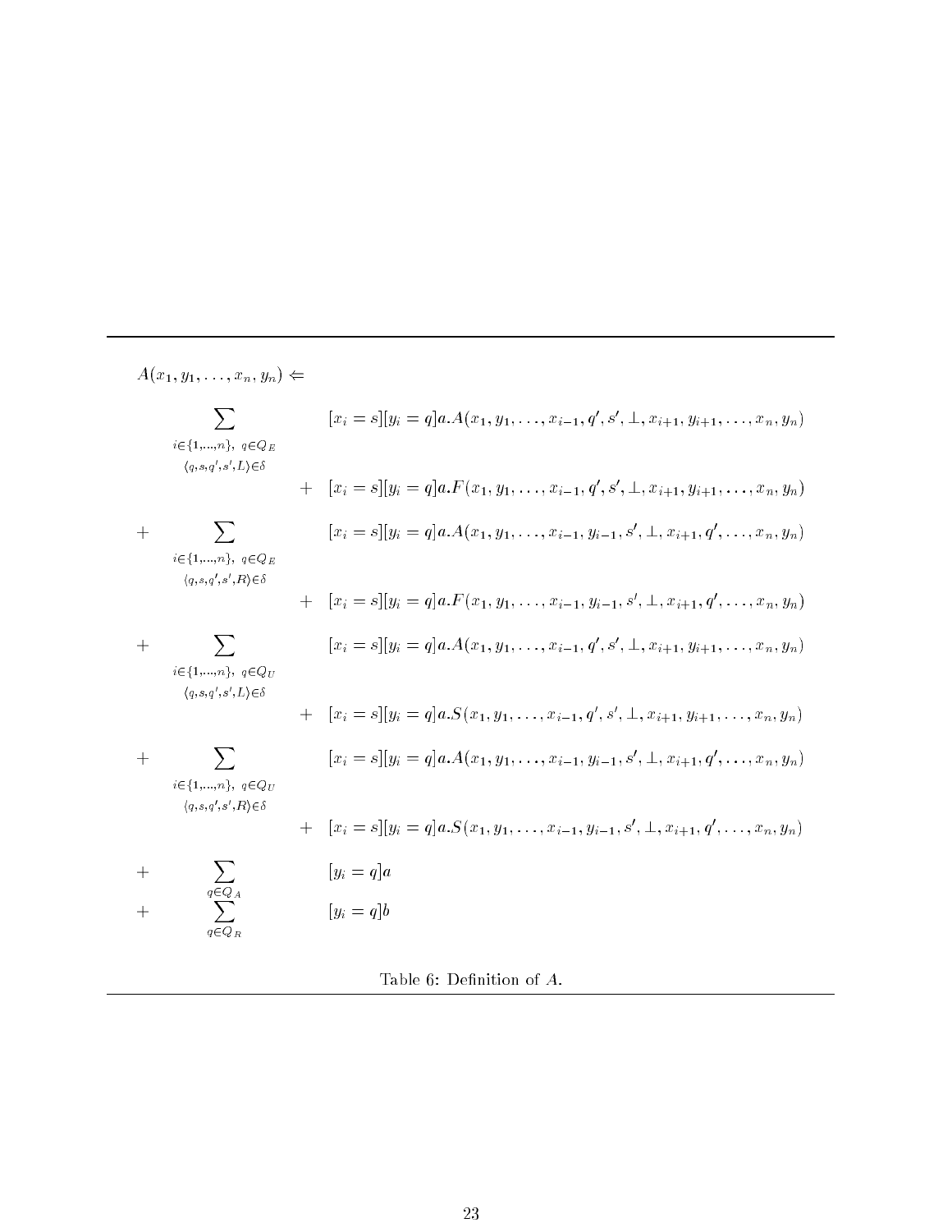$$
\begin{array}{lll}
A(x_1, y_1, \ldots, x_n, y_n) \Leftarrow & & \\
& \displaystyle\sum_{\substack{i \in \{1,\ldots,n\},\ q \in Q_E \\ \langle q,s,q',s',L\rangle \in \delta}} & [x_i = s][y_i = q]a.A(x_1, y_1, \ldots, x_{i-1}, q', s', \bot, x_{i+1}, y_{i+1}, \ldots, x_n, y_n) \\
& & + \ [x_i = s][y_i = q]a.F(x_1, y_1, \ldots, x_{i-1}, q', s', \bot, x_{i+1}, y_{i+1}, \ldots, x_n, y_n) \\
+ & \displaystyle\sum_{\substack{i \in \{1,\ldots,n\},\ q \in Q_E \\ \langle q,s,q',s',R\rangle \in \delta}} & [x_i = s][y_i = q]a.A(x_1, y_1, \ldots, x_{i-1}, y_{i-1}, s', \bot, x_{i+1}, q', \ldots, x_n, y_n) \\
& & + \ [x_i = s][y_i = q]a.F(x_1, y_1, \ldots, x_{i-1}, y_{i-1}, s', \bot, x_{i+1}, q', \ldots, x_n, y_n) \\
+ & \displaystyle\sum_{\substack{i \in \{1,\ldots,n\},\ q \in Q_U \\ \langle q,s,q',s',L\rangle \in \delta}} & [x_i = s][y_i = q]a.A(x_1, y_1, \ldots, x_{i-1}, q', s', \bot, x_{i+1}, y_{i+1}, \ldots, x_n, y_n) \\
& & + \ [x_i = s][y_i = q]a.S(x_1, y_1, \ldots, x_{i-1}, q', s', \bot, x_{i+1}, y_{i+1}, \ldots, x_n, y_n) \\
+ & \displaystyle\sum_{\substack{i \in \{1,\ldots,n\},\ q \in Q_U \\ \langle q,s,q',s',R\rangle \in \delta}} & [x_i = s][y_i = q]a.A(x_1, y_1, \ldots, x_{i-1}, y_{i-1}, s', \bot, x_{i+1}, q', \ldots, x_n, y_n) \\
& & + \ [x_i = s][y_i = q]a.S(x_1, y_1, \ldots, x_{i-1}, y_{i-1}, s', \bot, x_{i+1}, q', \ldots, x_n, y_n) \\
+ & \displaystyle\sum_{q \in Q_A} & [y_i = q]a \\
+ & \displaystyle\sum_{q \in Q_R} & [y_i = q]b
\end{array}
$$

Table 6: Definition of $A$.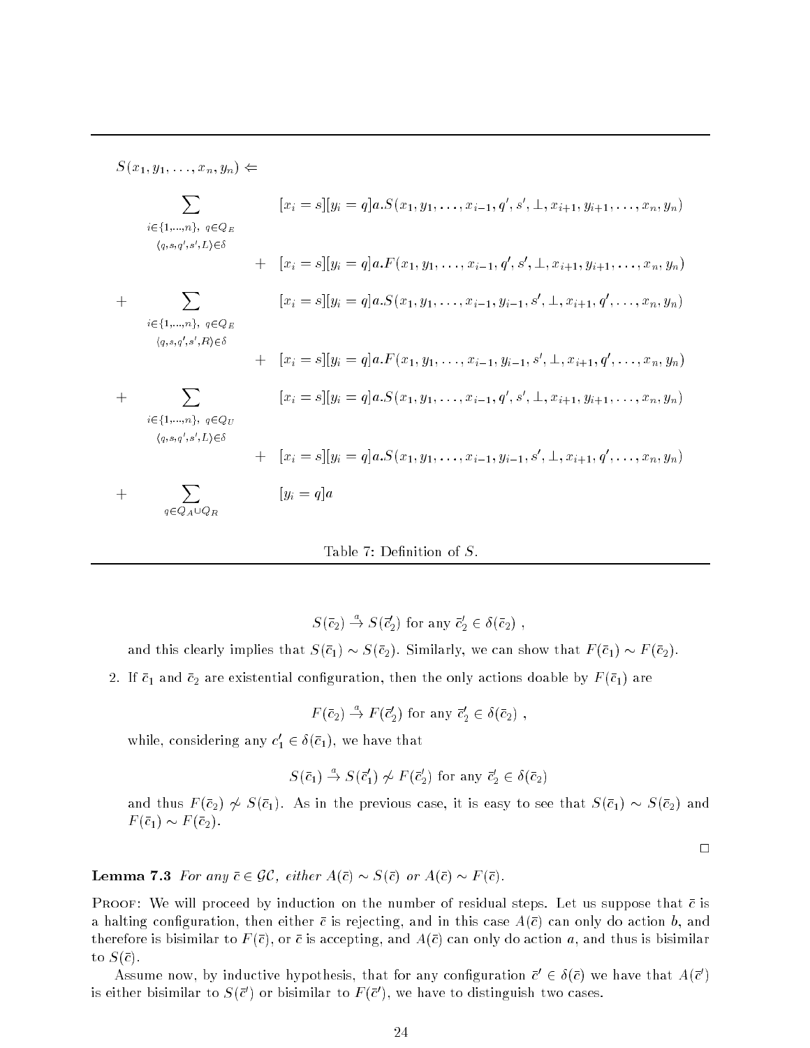$$
\begin{aligned}
S(x_1, y_1, \ldots, x_n, y_n) \Leftarrow & \\
\sum_{\substack{i \in \{1,\ldots,n\},\ q \in Q_E \\ \langle q,s,q',s',L\rangle \in \delta}} & [x_i = s][y_i = q]a.S(x_1, y_1, \ldots, x_{i-1}, q', s', \bot, x_{i+1}, y_{i+1}, \ldots, x_n, y_n) \\
& + \ [x_i = s][y_i = q]a.F(x_1, y_1, \ldots, x_{i-1}, q', s', \bot, x_{i+1}, y_{i+1}, \ldots, x_n, y_n) \\
+ \sum_{\substack{i \in \{1,\ldots,n\},\ q \in Q_E \\ \langle q,s,q',s',R\rangle \in \delta}} & [x_i = s][y_i = q]a.S(x_1, y_1, \ldots, x_{i-1}, y_{i-1}, s', \bot, x_{i+1}, q', \ldots, x_n, y_n) \\
& + \ [x_i = s][y_i = q]a.F(x_1, y_1, \ldots, x_{i-1}, y_{i-1}, s', \bot, x_{i+1}, q', \ldots, x_n, y_n) \\
+ \sum_{\substack{i \in \{1,\ldots,n\},\ q \in Q_U \\ \langle q,s,q',s',L\rangle \in \delta}} & [x_i = s][y_i = q]a.S(x_1, y_1, \ldots, x_{i-1}, q', s', \bot, x_{i+1}, y_{i+1}, \ldots, x_n, y_n) \\
& + \ [x_i = s][y_i = q]a.S(x_1, y_1, \ldots, x_{i-1}, y_{i-1}, s', \bot, x_{i+1}, q', \ldots, x_n, y_n) \\
+ \sum_{q \in Q_A \cup Q_R} & [y_i = q]a
\end{aligned}
$$

Table 7: Definition of $S$.

$$S(\bar{c}_2) \xrightarrow{a} S(\bar{c}'_2) \text{ for any } \bar{c}'_2 \in \delta(\bar{c}_2) \ ,$$

and this clearly implies that $S(\bar{c}_1) \sim S(\bar{c}_2)$. Similarly, we can show that $F(\bar{c}_1) \sim F(\bar{c}_2)$.

2. If $\bar{c}_1$ and $\bar{c}_2$ are existential configuration, then the only actions doable by $F(\bar{c}_1)$ are

$$F(\bar{c}_2) \xrightarrow{a} F(\bar{c}'_2) \text{ for any } \bar{c}'_2 \in \delta(\bar{c}_2) \ ,$$

while, considering any $c'_1 \in \delta(\bar{c}_1)$, we have that

$$S(\bar{c}_1) \xrightarrow{a} S(\bar{c}'_1) \not\sim F(\bar{c}'_2) \text{ for any } \bar{c}'_2 \in \delta(\bar{c}_2)$$

and thus $F(\bar{c}_2) \not\sim S(\bar{c}_1)$. As in the previous case, it is easy to see that $S(\bar{c}_1) \sim S(\bar{c}_2)$ and $F(\bar{c}_1) \sim F(\bar{c}_2)$.

□

**Lemma 7.3** *For any $\bar{c} \in \mathcal{GC}$, either $A(\bar{c}) \sim S(\bar{c})$ or $A(\bar{c}) \sim F(\bar{c})$.*

Proof: We will proceed by induction on the number of residual steps. Let us suppose that $\bar{c}$ is a halting configuration, then either $\bar{c}$ is rejecting, and in this case $A(\bar{c})$ can only do action $b$, and therefore is bisimilar to $F(\bar{c})$, or $\bar{c}$ is accepting, and $A(\bar{c})$ can only do action $a$, and thus is bisimilar to $S(\bar{c})$.

Assume now, by inductive hypothesis, that for any configuration $\bar{c}' \in \delta(\bar{c})$ we have that $A(\bar{c}')$ is either bisimilar to $S(\bar{c}')$ or bisimilar to $F(\bar{c}')$, we have to distinguish two cases.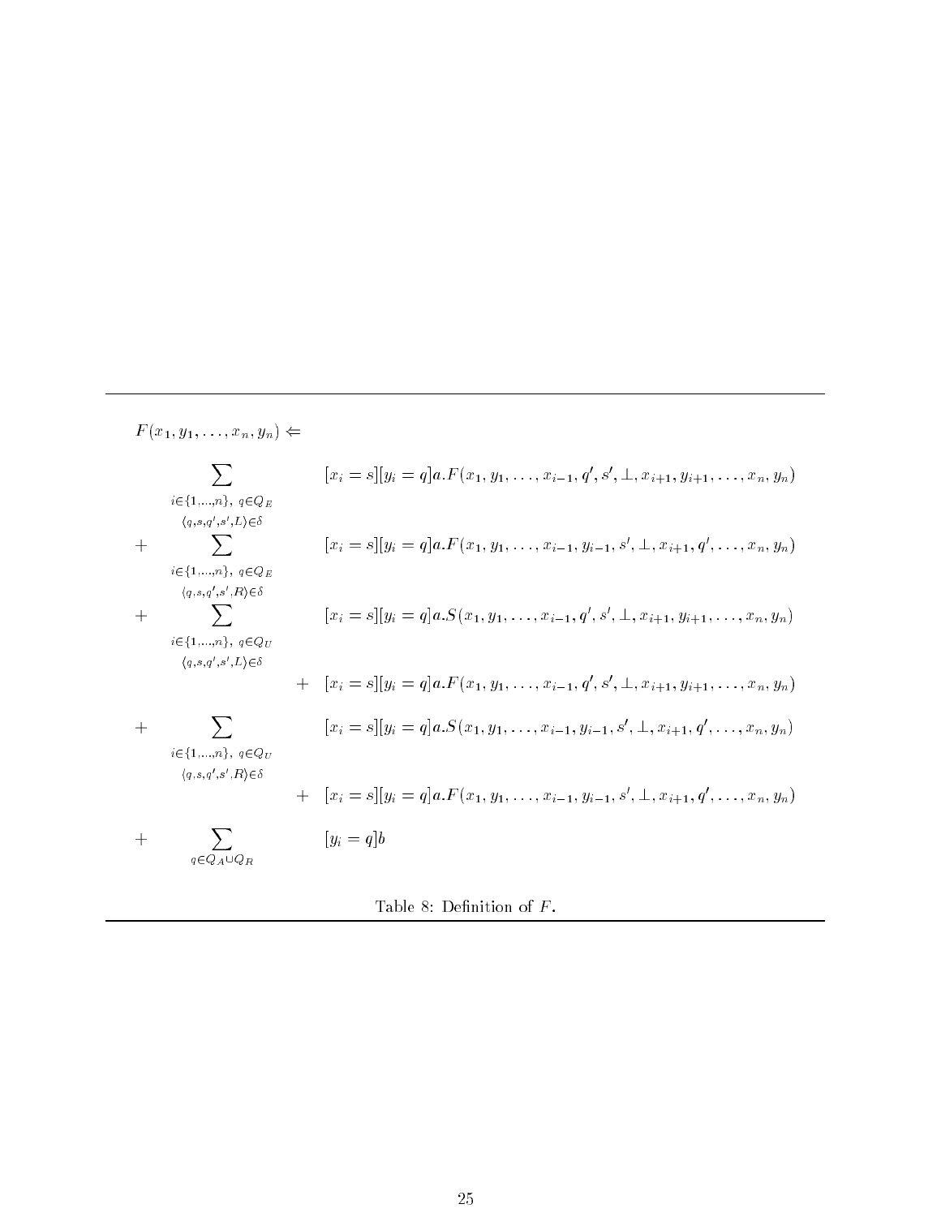$$
\begin{array}{rll}
F(x_1, y_1, \ldots, x_n, y_n) \Leftarrow & & \\
& \displaystyle\sum_{\substack{i \in \{1,\ldots,n\},\ q \in Q_E \\ \langle q,s,q',s',L\rangle \in \delta}} & [x_i = s][y_i = q]a.F(x_1, y_1, \ldots, x_{i-1}, q', s', \bot, x_{i+1}, y_{i+1}, \ldots, x_n, y_n) \\
+ & \displaystyle\sum_{\substack{i \in \{1,\ldots,n\},\ q \in Q_E \\ \langle q,s,q',s',R\rangle \in \delta}} & [x_i = s][y_i = q]a.F(x_1, y_1, \ldots, x_{i-1}, y_{i-1}, s', \bot, x_{i+1}, q', \ldots, x_n, y_n) \\
+ & \displaystyle\sum_{\substack{i \in \{1,\ldots,n\},\ q \in Q_U \\ \langle q,s,q',s',L\rangle \in \delta}} & [x_i = s][y_i = q]a.S(x_1, y_1, \ldots, x_{i-1}, q', s', \bot, x_{i+1}, y_{i+1}, \ldots, x_n, y_n) \\
& & + \ [x_i = s][y_i = q]a.F(x_1, y_1, \ldots, x_{i-1}, q', s', \bot, x_{i+1}, y_{i+1}, \ldots, x_n, y_n) \\
+ & \displaystyle\sum_{\substack{i \in \{1,\ldots,n\},\ q \in Q_U \\ \langle q,s,q',s',R\rangle \in \delta}} & [x_i = s][y_i = q]a.S(x_1, y_1, \ldots, x_{i-1}, y_{i-1}, s', \bot, x_{i+1}, q', \ldots, x_n, y_n) \\
& & + \ [x_i = s][y_i = q]a.F(x_1, y_1, \ldots, x_{i-1}, y_{i-1}, s', \bot, x_{i+1}, q', \ldots, x_n, y_n) \\
+ & \displaystyle\sum_{q \in Q_A \cup Q_R} & [y_i = q]b
\end{array}
$$

Table 8: Definition of $F$.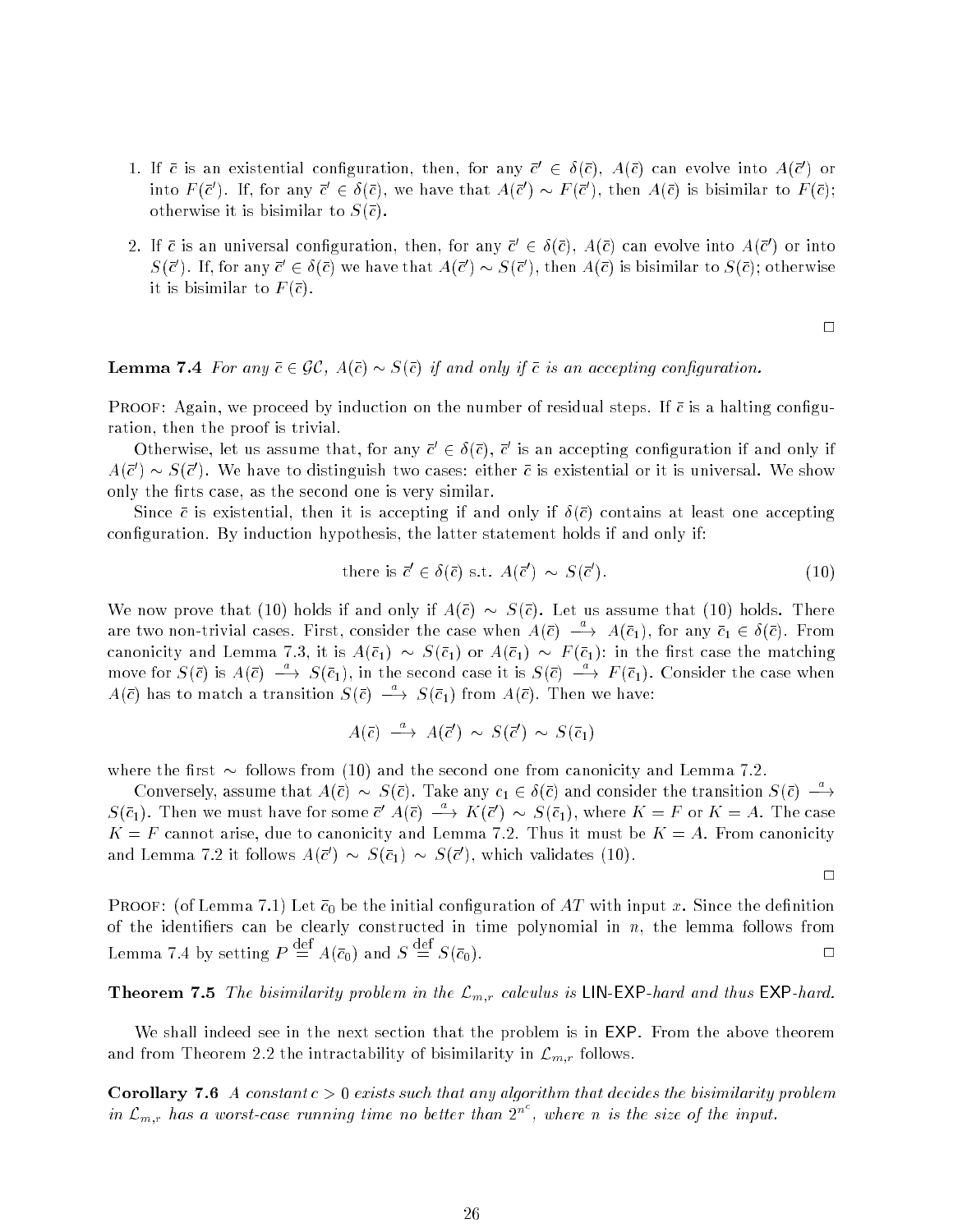1. If $\bar{c}$ is an existential configuration, then, for any $\bar{c}' \in \delta(\bar{c})$, $A(\bar{c})$ can evolve into $A(\bar{c}')$ or into $F(\bar{c}')$. If, for any $\bar{c}' \in \delta(\bar{c})$, we have that $A(\bar{c}') \sim F(\bar{c}')$, then $A(\bar{c})$ is bisimilar to $F(\bar{c})$; otherwise it is bisimilar to $S(\bar{c})$.

2. If $\bar{c}$ is an universal configuration, then, for any $\bar{c}' \in \delta(\bar{c})$, $A(\bar{c})$ can evolve into $A(\bar{c}')$ or into $S(\bar{c}')$. If, for any $\bar{c}' \in \delta(\bar{c})$ we have that $A(\bar{c}') \sim S(\bar{c}')$, then $A(\bar{c})$ is bisimilar to $S(\bar{c})$; otherwise it is bisimilar to $F(\bar{c})$.

□

**Lemma 7.4** *For any $\bar{c} \in \mathcal{GC}$, $A(\bar{c}) \sim S(\bar{c})$ if and only if $\bar{c}$ is an accepting configuration.*

Proof: Again, we proceed by induction on the number of residual steps. If $\bar{c}$ is a halting configuration, then the proof is trivial.

Otherwise, let us assume that, for any $\bar{c}' \in \delta(\bar{c})$, $\bar{c}'$ is an accepting configuration if and only if $A(\bar{c}') \sim S(\bar{c}')$. We have to distinguish two cases: either $\bar{c}$ is existential or it is universal. We show only the firts case, as the second one is very similar.

Since $\bar{c}$ is existential, then it is accepting if and only if $\delta(\bar{c})$ contains at least one accepting configuration. By induction hypothesis, the latter statement holds if and only if:

$$\text{there is } \bar{c}' \in \delta(\bar{c}) \text{ s.t. } A(\bar{c}') \sim S(\bar{c}'). \tag{10}$$

We now prove that (10) holds if and only if $A(\bar{c}) \sim S(\bar{c})$. Let us assume that (10) holds. There are two non-trivial cases. First, consider the case when $A(\bar{c}) \xrightarrow{a} A(\bar{c}_1)$, for any $\bar{c}_1 \in \delta(\bar{c})$. From canonicity and Lemma 7.3, it is $A(\bar{c}_1) \sim S(\bar{c}_1)$ or $A(\bar{c}_1) \sim F(\bar{c}_1)$: in the first case the matching move for $S(\bar{c})$ is $A(\bar{c}) \xrightarrow{a} S(\bar{c}_1)$, in the second case it is $S(\bar{c}) \xrightarrow{a} F(\bar{c}_1)$. Consider the case when $A(\bar{c})$ has to match a transition $S(\bar{c}) \xrightarrow{a} S(\bar{c}_1)$ from $A(\bar{c})$. Then we have:

$$A(\bar{c}) \xrightarrow{a} A(\bar{c}') \sim S(\bar{c}') \sim S(\bar{c}_1)$$

where the first $\sim$ follows from (10) and the second one from canonicity and Lemma 7.2.

Conversely, assume that $A(\bar{c}) \sim S(\bar{c})$. Take any $c_1 \in \delta(\bar{c})$ and consider the transition $S(\bar{c}) \xrightarrow{a} S(\bar{c}_1)$. Then we must have for some $\bar{c}'$ $A(\bar{c}) \xrightarrow{a} K(\bar{c}') \sim S(\bar{c}_1)$, where $K = F$ or $K = A$. The case $K = F$ cannot arise, due to canonicity and Lemma 7.2. Thus it must be $K = A$. From canonicity and Lemma 7.2 it follows $A(\bar{c}') \sim S(\bar{c}_1) \sim S(\bar{c}')$, which validates (10).

□

Proof: (of Lemma 7.1) Let $\bar{c}_0$ be the initial configuration of $AT$ with input $x$. Since the definition of the identifiers can be clearly constructed in time polynomial in $n$, the lemma follows from Lemma 7.4 by setting $P \stackrel{\text{def}}{=} A(\bar{c}_0)$ and $S \stackrel{\text{def}}{=} S(\bar{c}_0)$. □

**Theorem 7.5** *The bisimilarity problem in the $\mathcal{L}_{m,r}$ calculus is* LIN-EXP*-hard and thus* EXP*-hard.*

We shall indeed see in the next section that the problem is in EXP. From the above theorem and from Theorem 2.2 the intractability of bisimilarity in $\mathcal{L}_{m,r}$ follows.

**Corollary 7.6** *A constant $c > 0$ exists such that any algorithm that decides the bisimilarity problem in $\mathcal{L}_{m,r}$ has a worst-case running time no better than $2^{n^c}$, where $n$ is the size of the input.*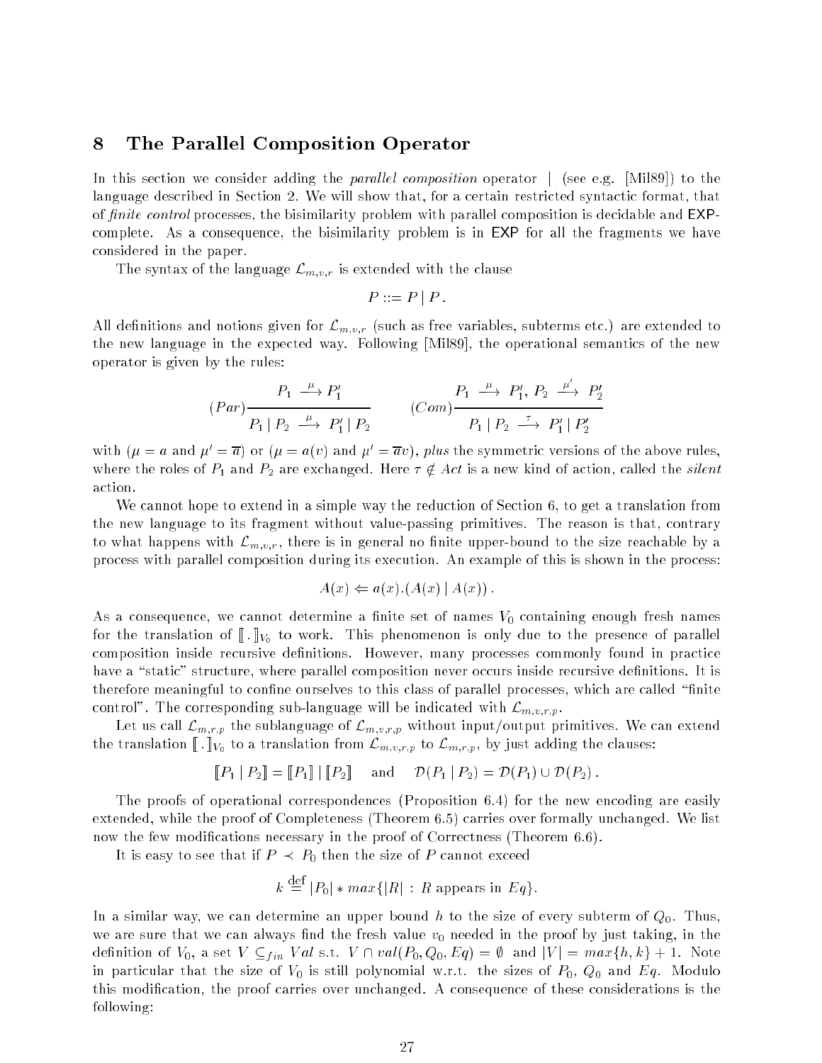## 8 The Parallel Composition Operator

In this section we consider adding the *parallel composition* operator $|$ (see e.g. [Mil89]) to the language described in Section 2. We will show that, for a certain restricted syntactic format, that of *finite control* processes, the bisimilarity problem with parallel composition is decidable and EXP-complete. As a consequence, the bisimilarity problem is in EXP for all the fragments we have considered in the paper.

The syntax of the language $\mathcal{L}_{m,v,r}$ is extended with the clause

$$P ::= P \mid P\,.$$

All definitions and notions given for $\mathcal{L}_{m,v,r}$ (such as free variables, subterms etc.) are extended to the new language in the expected way. Following [Mil89], the operational semantics of the new operator is given by the rules:

$$(Par)\frac{P_1 \xrightarrow{\mu} P_1'}{P_1 \mid P_2 \xrightarrow{\mu} P_1' \mid P_2} \qquad (Com)\frac{P_1 \xrightarrow{\mu} P_1',\; P_2 \xrightarrow{\mu'} P_2'}{P_1 \mid P_2 \xrightarrow{\tau} P_1' \mid P_2'}$$

with ($\mu = a$ and $\mu' = \overline{a}$) or ($\mu = a(v)$ and $\mu' = \overline{a}v$), *plus* the symmetric versions of the above rules, where the roles of $P_1$ and $P_2$ are exchanged. Here $\tau \notin Act$ is a new kind of action, called the *silent* action.

We cannot hope to extend in a simple way the reduction of Section 6, to get a translation from the new language to its fragment without value-passing primitives. The reason is that, contrary to what happens with $\mathcal{L}_{m,v,r}$, there is in general no finite upper-bound to the size reachable by a process with parallel composition during its execution. An example of this is shown in the process:

$$A(x) \Leftarrow a(x).(A(x) \mid A(x))\,.$$

As a consequence, we cannot determine a finite set of names $V_0$ containing enough fresh names for the translation of $[\![\,.\,]\!]_{V_0}$ to work. This phenomenon is only due to the presence of parallel composition inside recursive definitions. However, many processes commonly found in practice have a "static" structure, where parallel composition never occurs inside recursive definitions. It is therefore meaningful to confine ourselves to this class of parallel processes, which are called "finite control". The corresponding sub-language will be indicated with $\mathcal{L}_{m,v,r,p}$.

Let us call $\mathcal{L}_{m,r,p}$ the sublanguage of $\mathcal{L}_{m,v,r,p}$ without input/output primitives. We can extend the translation $[\![\,.\,]\!]_{V_0}$ to a translation from $\mathcal{L}_{m,v,r,p}$ to $\mathcal{L}_{m,r,p}$, by just adding the clauses:

$$[\![P_1 \mid P_2]\!] = [\![P_1]\!] \mid [\![P_2]\!] \quad \text{and} \quad \mathcal{D}(P_1 \mid P_2) = \mathcal{D}(P_1) \cup \mathcal{D}(P_2)\,.$$

The proofs of operational correspondences (Proposition 6.4) for the new encoding are easily extended, while the proof of Completeness (Theorem 6.5) carries over formally unchanged. We list now the few modifications necessary in the proof of Correctness (Theorem 6.6).

It is easy to see that if $P \prec P_0$ then the size of $P$ cannot exceed

$$k \stackrel{\text{def}}{=} |P_0| * max\{|R| \,:\, R \text{ appears in } Eq\}.$$

In a similar way, we can determine an upper bound $h$ to the size of every subterm of $Q_0$. Thus, we are sure that we can always find the fresh value $v_0$ needed in the proof by just taking, in the definition of $V_0$, a set $V \subseteq_{fin} Val$ s.t. $V \cap val(P_0, Q_0, Eq) = \emptyset$ and $|V| = max\{h, k\} + 1$. Note in particular that the size of $V_0$ is still polynomial w.r.t. the sizes of $P_0$, $Q_0$ and $Eq$. Modulo this modification, the proof carries over unchanged. A consequence of these considerations is the following: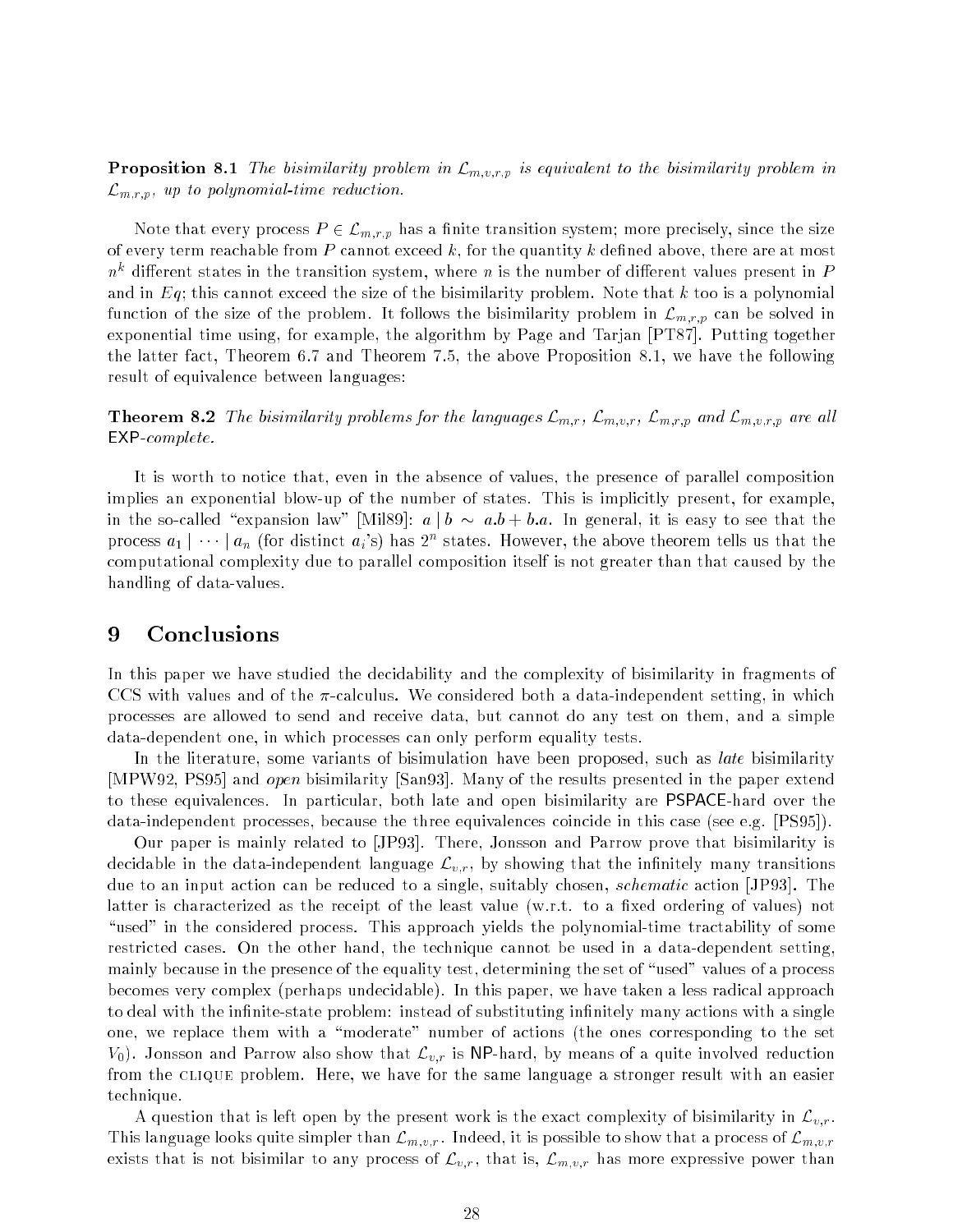**Proposition 8.1** *The bisimilarity problem in $\mathcal{L}_{m,v,r,p}$ is equivalent to the bisimilarity problem in $\mathcal{L}_{m,r,p}$, up to polynomial-time reduction.*

Note that every process $P \in \mathcal{L}_{m,r,p}$ has a finite transition system; more precisely, since the size of every term reachable from $P$ cannot exceed $k$, for the quantity $k$ defined above, there are at most $n^k$ different states in the transition system, where $n$ is the number of different values present in $P$ and in $Eq$; this cannot exceed the size of the bisimilarity problem. Note that $k$ too is a polynomial function of the size of the problem. It follows the bisimilarity problem in $\mathcal{L}_{m,r,p}$ can be solved in exponential time using, for example, the algorithm by Page and Tarjan [PT87]. Putting together the latter fact, Theorem 6.7 and Theorem 7.5, the above Proposition 8.1, we have the following result of equivalence between languages:

**Theorem 8.2** *The bisimilarity problems for the languages $\mathcal{L}_{m,r}$, $\mathcal{L}_{m,v,r}$, $\mathcal{L}_{m,r,p}$ and $\mathcal{L}_{m,v,r,p}$ are all* EXP*-complete.*

It is worth to notice that, even in the absence of values, the presence of parallel composition implies an exponential blow-up of the number of states. This is implicitly present, for example, in the so-called "expansion law" [Mil89]: $a \mid b \sim a.b + b.a$. In general, it is easy to see that the process $a_1 \mid \cdots \mid a_n$ (for distinct $a_i$'s) has $2^n$ states. However, the above theorem tells us that the computational complexity due to parallel composition itself is not greater than that caused by the handling of data-values.

## 9 Conclusions

In this paper we have studied the decidability and the complexity of bisimilarity in fragments of CCS with values and of the $\pi$-calculus. We considered both a data-independent setting, in which processes are allowed to send and receive data, but cannot do any test on them, and a simple data-dependent one, in which processes can only perform equality tests.

In the literature, some variants of bisimulation have been proposed, such as *late* bisimilarity [MPW92, PS95] and *open* bisimilarity [San93]. Many of the results presented in the paper extend to these equivalences. In particular, both late and open bisimilarity are PSPACE-hard over the data-independent processes, because the three equivalences coincide in this case (see e.g. [PS95]).

Our paper is mainly related to [JP93]. There, Jonsson and Parrow prove that bisimilarity is decidable in the data-independent language $\mathcal{L}_{v,r}$, by showing that the infinitely many transitions due to an input action can be reduced to a single, suitably chosen, *schematic* action [JP93]. The latter is characterized as the receipt of the least value (w.r.t. to a fixed ordering of values) not "used" in the considered process. This approach yields the polynomial-time tractability of some restricted cases. On the other hand, the technique cannot be used in a data-dependent setting, mainly because in the presence of the equality test, determining the set of "used" values of a process becomes very complex (perhaps undecidable). In this paper, we have taken a less radical approach to deal with the infinite-state problem: instead of substituting infinitely many actions with a single one, we replace them with a "moderate" number of actions (the ones corresponding to the set $V_0$). Jonsson and Parrow also show that $\mathcal{L}_{v,r}$ is NP-hard, by means of a quite involved reduction from the CLIQUE problem. Here, we have for the same language a stronger result with an easier technique.

A question that is left open by the present work is the exact complexity of bisimilarity in $\mathcal{L}_{v,r}$. This language looks quite simpler than $\mathcal{L}_{m,v,r}$. Indeed, it is possible to show that a process of $\mathcal{L}_{m,v,r}$ exists that is not bisimilar to any process of $\mathcal{L}_{v,r}$, that is, $\mathcal{L}_{m,v,r}$ has more expressive power than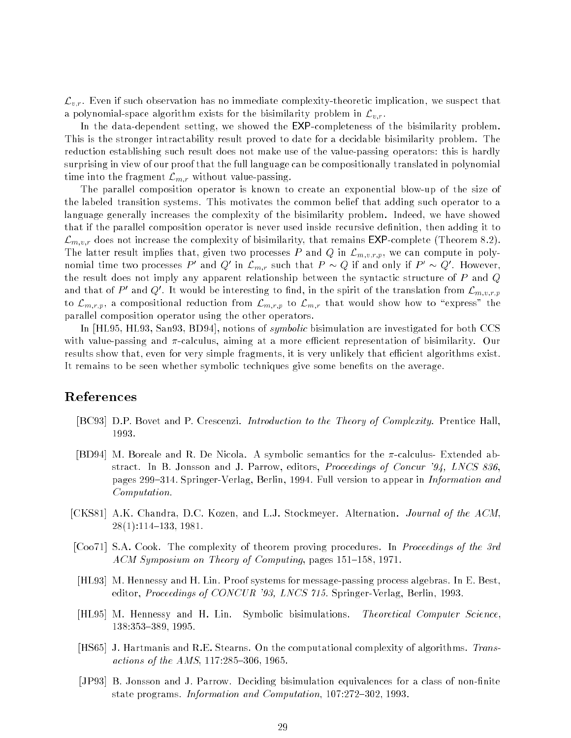$\mathcal{L}_{v,r}$. Even if such observation has no immediate complexity-theoretic implication, we suspect that a polynomial-space algorithm exists for the bisimilarity problem in $\mathcal{L}_{v,r}$.

In the data-dependent setting, we showed the EXP-completeness of the bisimilarity problem. This is the stronger intractability result proved to date for a decidable bisimilarity problem. The reduction establishing such result does not make use of the value-passing operators: this is hardly surprising in view of our proof that the full language can be compositionally translated in polynomial time into the fragment $\mathcal{L}_{m,r}$ without value-passing.

The parallel composition operator is known to create an exponential blow-up of the size of the labeled transition systems. This motivates the common belief that adding such operator to a language generally increases the complexity of the bisimilarity problem. Indeed, we have showed that if the parallel composition operator is never used inside recursive definition, then adding it to $\mathcal{L}_{m,v,r}$ does not increase the complexity of bisimilarity, that remains EXP-complete (Theorem 8.2). The latter result implies that, given two processes $P$ and $Q$ in $\mathcal{L}_{m,v,r,p}$, we can compute in polynomial time two processes $P'$ and $Q'$ in $\mathcal{L}_{m,r}$ such that $P \sim Q$ if and only if $P' \sim Q'$. However, the result does not imply any apparent relationship between the syntactic structure of $P$ and $Q$ and that of $P'$ and $Q'$. It would be interesting to find, in the spirit of the translation from $\mathcal{L}_{m,v,r,p}$ to $\mathcal{L}_{m,r,p}$, a compositional reduction from $\mathcal{L}_{m,r,p}$ to $\mathcal{L}_{m,r}$ that would show how to "express" the parallel composition operator using the other operators.

In [HL95, HL93, San93, BD94], notions of *symbolic* bisimulation are investigated for both CCS with value-passing and $\pi$-calculus, aiming at a more efficient representation of bisimilarity. Our results show that, even for very simple fragments, it is very unlikely that efficient algorithms exist. It remains to be seen whether symbolic techniques give some benefits on the average.

# References

[BC93] D.P. Bovet and P. Crescenzi. *Introduction to the Theory of Complexity*. Prentice Hall, 1993.

[BD94] M. Boreale and R. De Nicola. A symbolic semantics for the $\pi$-calculus- Extended abstract. In B. Jonsson and J. Parrow, editors, *Proceedings of Concur '94, LNCS 836*, pages 299–314. Springer-Verlag, Berlin, 1994. Full version to appear in *Information and Computation*.

[CKS81] A.K. Chandra, D.C. Kozen, and L.J. Stockmeyer. Alternation. *Journal of the ACM*, 28(1):114–133, 1981.

[Coo71] S.A. Cook. The complexity of theorem proving procedures. In *Proceedings of the 3rd ACM Symposium on Theory of Computing*, pages 151–158, 1971.

[HL93] M. Hennessy and H. Lin. Proof systems for message-passing process algebras. In E. Best, editor, *Proceedings of CONCUR '93, LNCS 715*. Springer-Verlag, Berlin, 1993.

[HL95] M. Hennessy and H. Lin. Symbolic bisimulations. *Theoretical Computer Science*, 138:353–389, 1995.

[HS65] J. Hartmanis and R.E. Stearns. On the computational complexity of algorithms. *Transactions of the AMS*, 117:285–306, 1965.

[JP93] B. Jonsson and J. Parrow. Deciding bisimulation equivalences for a class of non-finite state programs. *Information and Computation*, 107:272–302, 1993.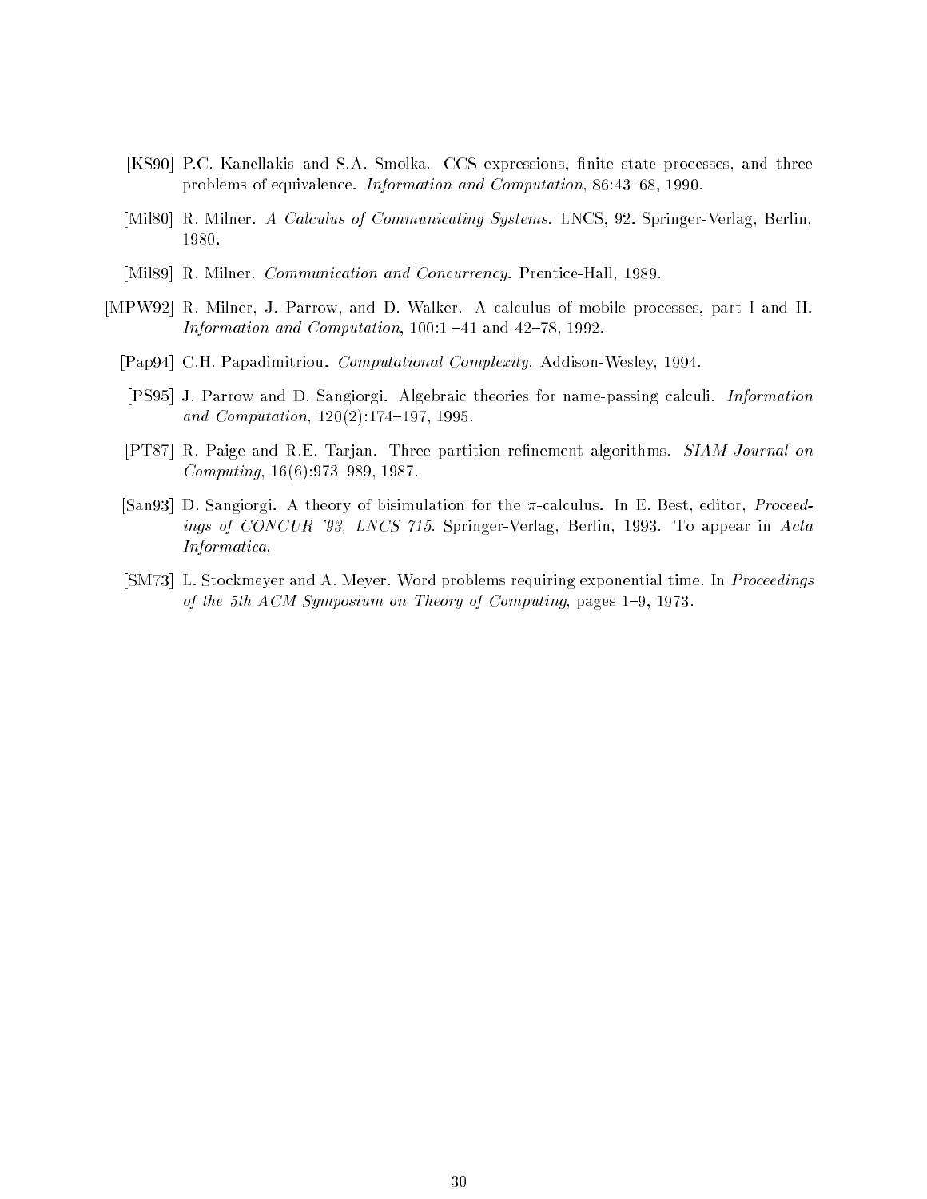[KS90] P.C. Kanellakis and S.A. Smolka. CCS expressions, finite state processes, and three problems of equivalence. *Information and Computation*, 86:43–68, 1990.

[Mil80] R. Milner. *A Calculus of Communicating Systems*. LNCS, 92. Springer-Verlag, Berlin, 1980.

[Mil89] R. Milner. *Communication and Concurrency*. Prentice-Hall, 1989.

[MPW92] R. Milner, J. Parrow, and D. Walker. A calculus of mobile processes, part I and II. *Information and Computation*, 100:1 –41 and 42–78, 1992.

[Pap94] C.H. Papadimitriou. *Computational Complexity*. Addison-Wesley, 1994.

[PS95] J. Parrow and D. Sangiorgi. Algebraic theories for name-passing calculi. *Information and Computation*, 120(2):174–197, 1995.

[PT87] R. Paige and R.E. Tarjan. Three partition refinement algorithms. *SIAM Journal on Computing*, 16(6):973–989, 1987.

[San93] D. Sangiorgi. A theory of bisimulation for the $\pi$-calculus. In E. Best, editor, *Proceedings of CONCUR '93, LNCS 715*. Springer-Verlag, Berlin, 1993. To appear in *Acta Informatica*.

[SM73] L. Stockmeyer and A. Meyer. Word problems requiring exponential time. In *Proceedings of the 5th ACM Symposium on Theory of Computing*, pages 1–9, 1973.